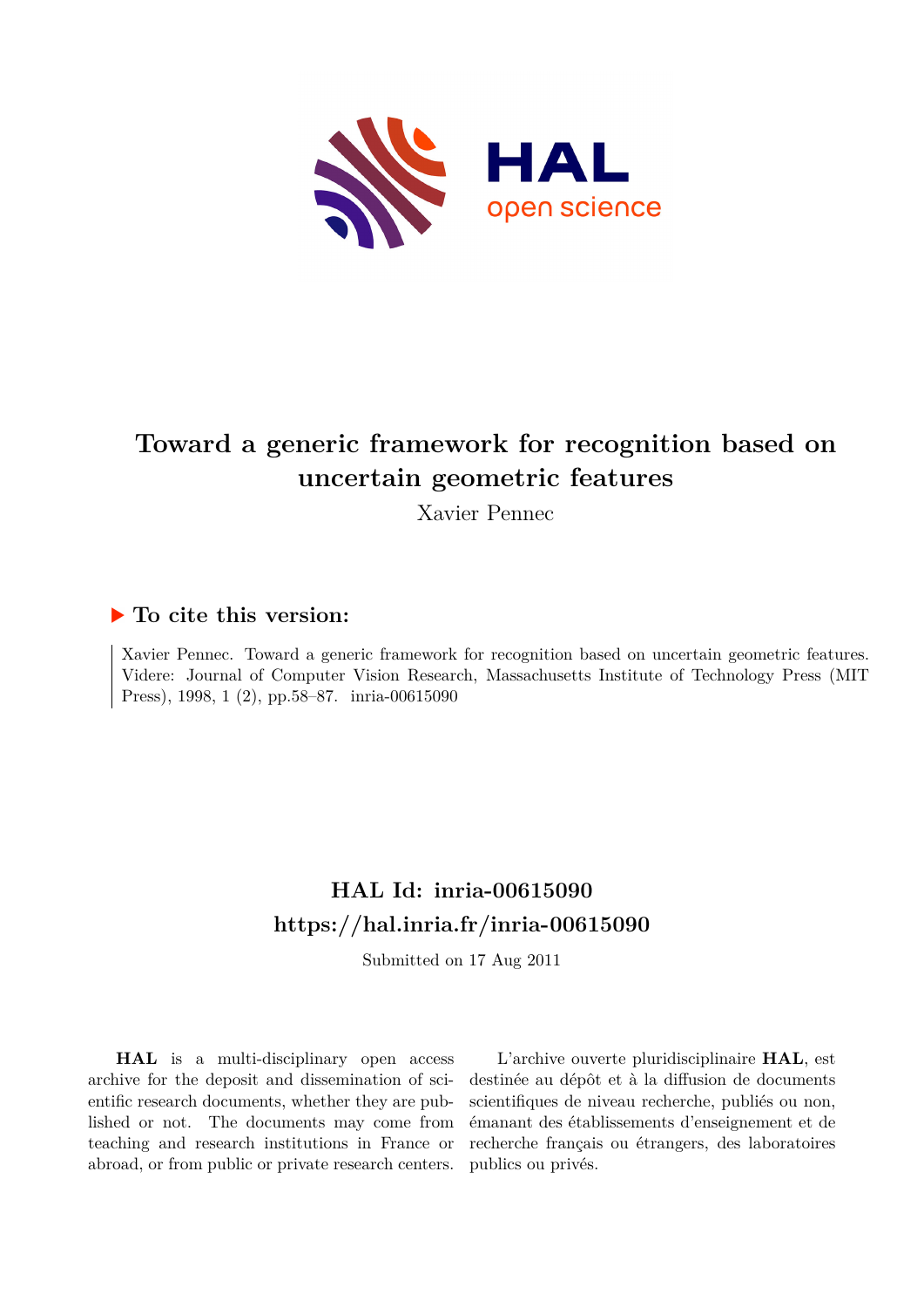# Toward a generic framework for recognition based on uncertain geometric features

Xavier Pennec

## ▶ To cite this version:

Xavier Pennec. Toward a generic framework for recognition based on uncertain geometric features. Videre: Journal of Computer Vision Research, Massachusetts Institute of Technology Press (MIT Press), 1998, 1 (2), pp.58–87. inria-00615090

## HAL Id: inria-00615090

## https://hal.inria.fr/inria-00615090

Submitted on 17 Aug 2011

**HAL** is a multi-disciplinary open access archive for the deposit and dissemination of scientific research documents, whether they are published or not. The documents may come from teaching and research institutions in France or abroad, or from public or private research centers.

L'archive ouverte pluridisciplinaire **HAL**, est destinée au dépôt et à la diffusion de documents scientifiques de niveau recherche, publiés ou non, émanant des établissements d'enseignement et de recherche français ou étrangers, des laboratoires publics ou privés.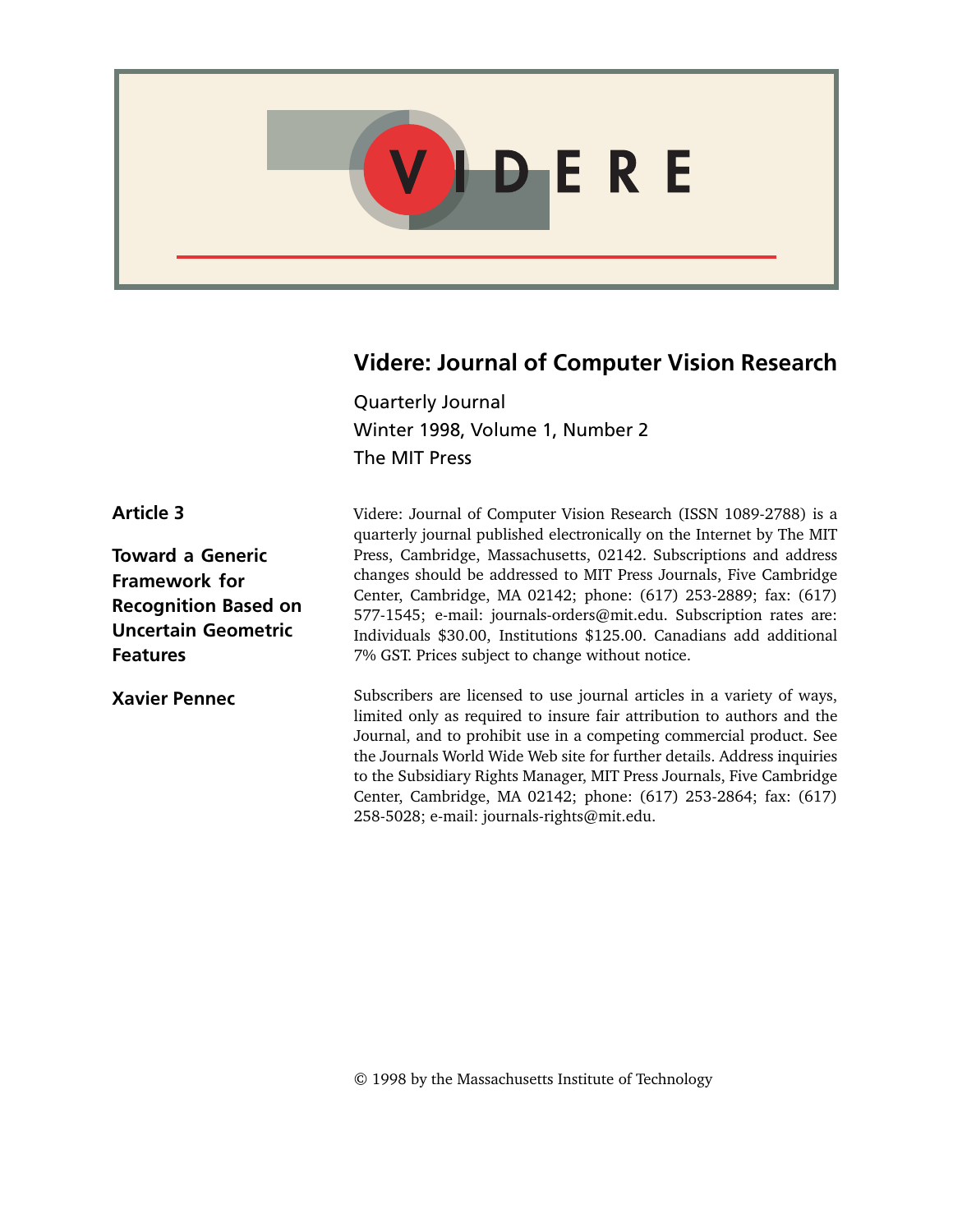# Videre: Journal of Computer Vision Research

Quarterly Journal

Winter 1998, Volume 1, Number 2

The MIT Press

**Article 3**

**Toward a Generic Framework for Recognition Based on Uncertain Geometric Features**

**Xavier Pennec**

Videre: Journal of Computer Vision Research (ISSN 1089-2788) is a quarterly journal published electronically on the Internet by The MIT Press, Cambridge, Massachusetts, 02142. Subscriptions and address changes should be addressed to MIT Press Journals, Five Cambridge Center, Cambridge, MA 02142; phone: (617) 253-2889; fax: (617) 577-1545; e-mail: journals-orders@mit.edu. Subscription rates are: Individuals $30.00, Institutions $125.00. Canadians add additional 7% GST. Prices subject to change without notice.

Subscribers are licensed to use journal articles in a variety of ways, limited only as required to insure fair attribution to authors and the Journal, and to prohibit use in a competing commercial product. See the Journals World Wide Web site for further details. Address inquiries to the Subsidiary Rights Manager, MIT Press Journals, Five Cambridge Center, Cambridge, MA 02142; phone: (617) 253-2864; fax: (617) 258-5028; e-mail: journals-rights@mit.edu.

© 1998 by the Massachusetts Institute of Technology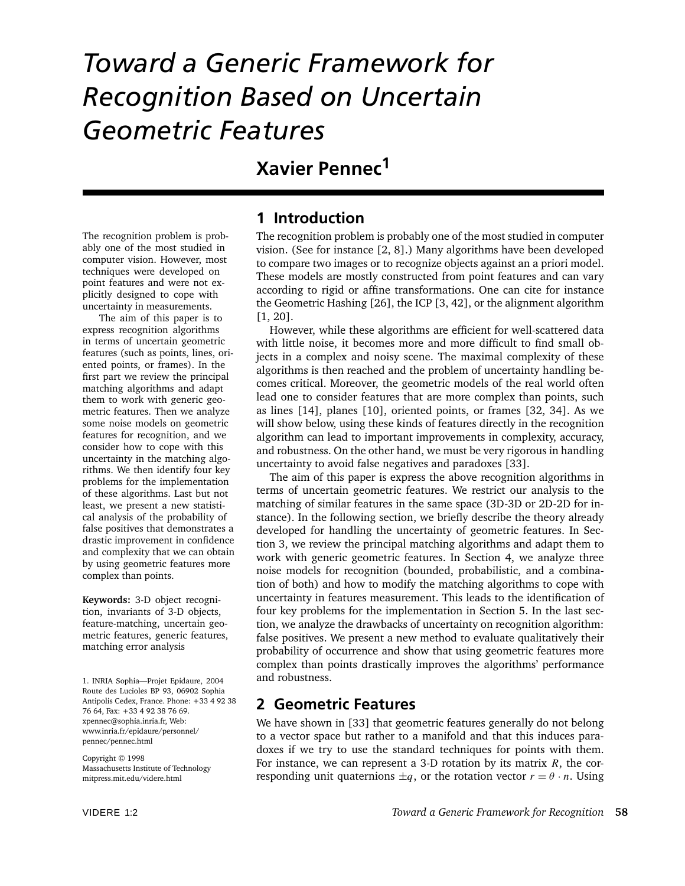# Toward a Generic Framework for Recognition Based on Uncertain Geometric Features

## Xavier Pennec[1]

The recognition problem is probably one of the most studied in computer vision. However, most techniques were developed on point features and were not explicitly designed to cope with uncertainty in measurements.

The aim of this paper is to express recognition algorithms in terms of uncertain geometric features (such as points, lines, oriented points, or frames). In the first part we review the principal matching algorithms and adapt them to work with generic geometric features. Then we analyze some noise models on geometric features for recognition, and we consider how to cope with this uncertainty in the matching algorithms. We then identify four key problems for the implementation of these algorithms. Last but not least, we present a new statistical analysis of the probability of false positives that demonstrates a drastic improvement in confidence and complexity that we can obtain by using geometric features more complex than points.

**Keywords:** 3-D object recognition, invariants of 3-D objects, feature-matching, uncertain geometric features, generic features, matching error analysis

1. INRIA Sophia—Projet Epidaure, 2004 Route des Lucioles BP 93, 06902 Sophia Antipolis Cedex, France. Phone: +33 4 92 38 76 64, Fax: +33 4 92 38 76 69. xpennec@sophia.inria.fr, Web: www.inria.fr/epidaure/personnel/pennec/pennec.html

Copyright © 1998 Massachusetts Institute of Technology mitpress.mit.edu/videre.html

## 1 Introduction

The recognition problem is probably one of the most studied in computer vision. (See for instance [2, 8].) Many algorithms have been developed to compare two images or to recognize objects against an a priori model. These models are mostly constructed from point features and can vary according to rigid or affine transformations. One can cite for instance the Geometric Hashing [26], the ICP [3, 42], or the alignment algorithm [1, 20].

However, while these algorithms are efficient for well-scattered data with little noise, it becomes more and more difficult to find small objects in a complex and noisy scene. The maximal complexity of these algorithms is then reached and the problem of uncertainty handling becomes critical. Moreover, the geometric models of the real world often lead one to consider features that are more complex than points, such as lines [14], planes [10], oriented points, or frames [32, 34]. As we will show below, using these kinds of features directly in the recognition algorithm can lead to important improvements in complexity, accuracy, and robustness. On the other hand, we must be very rigorous in handling uncertainty to avoid false negatives and paradoxes [33].

The aim of this paper is express the above recognition algorithms in terms of uncertain geometric features. We restrict our analysis to the matching of similar features in the same space (3D-3D or 2D-2D for instance). In the following section, we briefly describe the theory already developed for handling the uncertainty of geometric features. In Section 3, we review the principal matching algorithms and adapt them to work with generic geometric features. In Section 4, we analyze three noise models for recognition (bounded, probabilistic, and a combination of both) and how to modify the matching algorithms to cope with uncertainty in features measurement. This leads to the identification of four key problems for the implementation in Section 5. In the last section, we analyze the drawbacks of uncertainty on recognition algorithm: false positives. We present a new method to evaluate qualitatively their probability of occurrence and show that using geometric features more complex than points drastically improves the algorithms' performance and robustness.

## 2 Geometric Features

We have shown in [33] that geometric features generally do not belong to a vector space but rather to a manifold and that this induces paradoxes if we try to use the standard techniques for points with them. For instance, we can represent a 3-D rotation by its matrix $R$, the corresponding unit quaternions $\pm q$, or the rotation vector $r = \theta \cdot n$. Using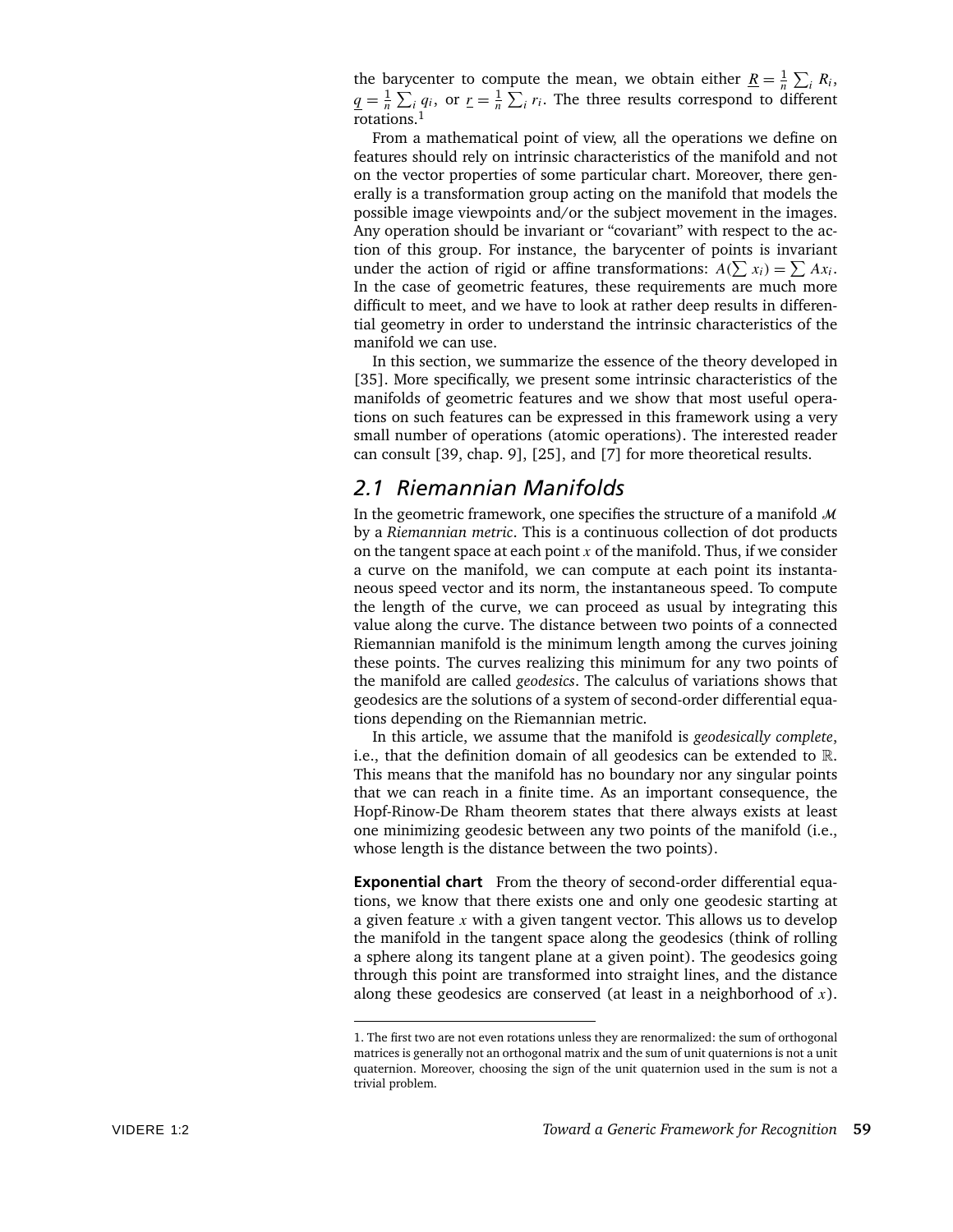the barycenter to compute the mean, we obtain either $\underline{R} = \frac{1}{n} \sum_i R_i$, $\underline{q} = \frac{1}{n} \sum_i q_i$, or $\underline{r} = \frac{1}{n} \sum_i r_i$. The three results correspond to different rotations.[1]

From a mathematical point of view, all the operations we define on features should rely on intrinsic characteristics of the manifold and not on the vector properties of some particular chart. Moreover, there generally is a transformation group acting on the manifold that models the possible image viewpoints and/or the subject movement in the images. Any operation should be invariant or "covariant" with respect to the action of this group. For instance, the barycenter of points is invariant under the action of rigid or affine transformations: $A(\sum x_i) = \sum Ax_i$. In the case of geometric features, these requirements are much more difficult to meet, and we have to look at rather deep results in differential geometry in order to understand the intrinsic characteristics of the manifold we can use.

In this section, we summarize the essence of the theory developed in [35]. More specifically, we present some intrinsic characteristics of the manifolds of geometric features and we show that most useful operations on such features can be expressed in this framework using a very small number of operations (atomic operations). The interested reader can consult [39, chap. 9], [25], and [7] for more theoretical results.

## 2.1 Riemannian Manifolds

In the geometric framework, one specifies the structure of a manifold $\mathcal{M}$ by a *Riemannian metric*. This is a continuous collection of dot products on the tangent space at each point $x$ of the manifold. Thus, if we consider a curve on the manifold, we can compute at each point its instantaneous speed vector and its norm, the instantaneous speed. To compute the length of the curve, we can proceed as usual by integrating this value along the curve. The distance between two points of a connected Riemannian manifold is the minimum length among the curves joining these points. The curves realizing this minimum for any two points of the manifold are called *geodesics*. The calculus of variations shows that geodesics are the solutions of a system of second-order differential equations depending on the Riemannian metric.

In this article, we assume that the manifold is *geodesically complete*, i.e., that the definition domain of all geodesics can be extended to $\mathbb{R}$. This means that the manifold has no boundary nor any singular points that we can reach in a finite time. As an important consequence, the Hopf-Rinow-De Rham theorem states that there always exists at least one minimizing geodesic between any two points of the manifold (i.e., whose length is the distance between the two points).

**Exponential chart** From the theory of second-order differential equations, we know that there exists one and only one geodesic starting at a given feature $x$ with a given tangent vector. This allows us to develop the manifold in the tangent space along the geodesics (think of rolling a sphere along its tangent plane at a given point). The geodesics going through this point are transformed into straight lines, and the distance along these geodesics are conserved (at least in a neighborhood of $x$).

---

1. The first two are not even rotations unless they are renormalized: the sum of orthogonal matrices is generally not an orthogonal matrix and the sum of unit quaternions is not a unit quaternion. Moreover, choosing the sign of the unit quaternion used in the sum is not a trivial problem.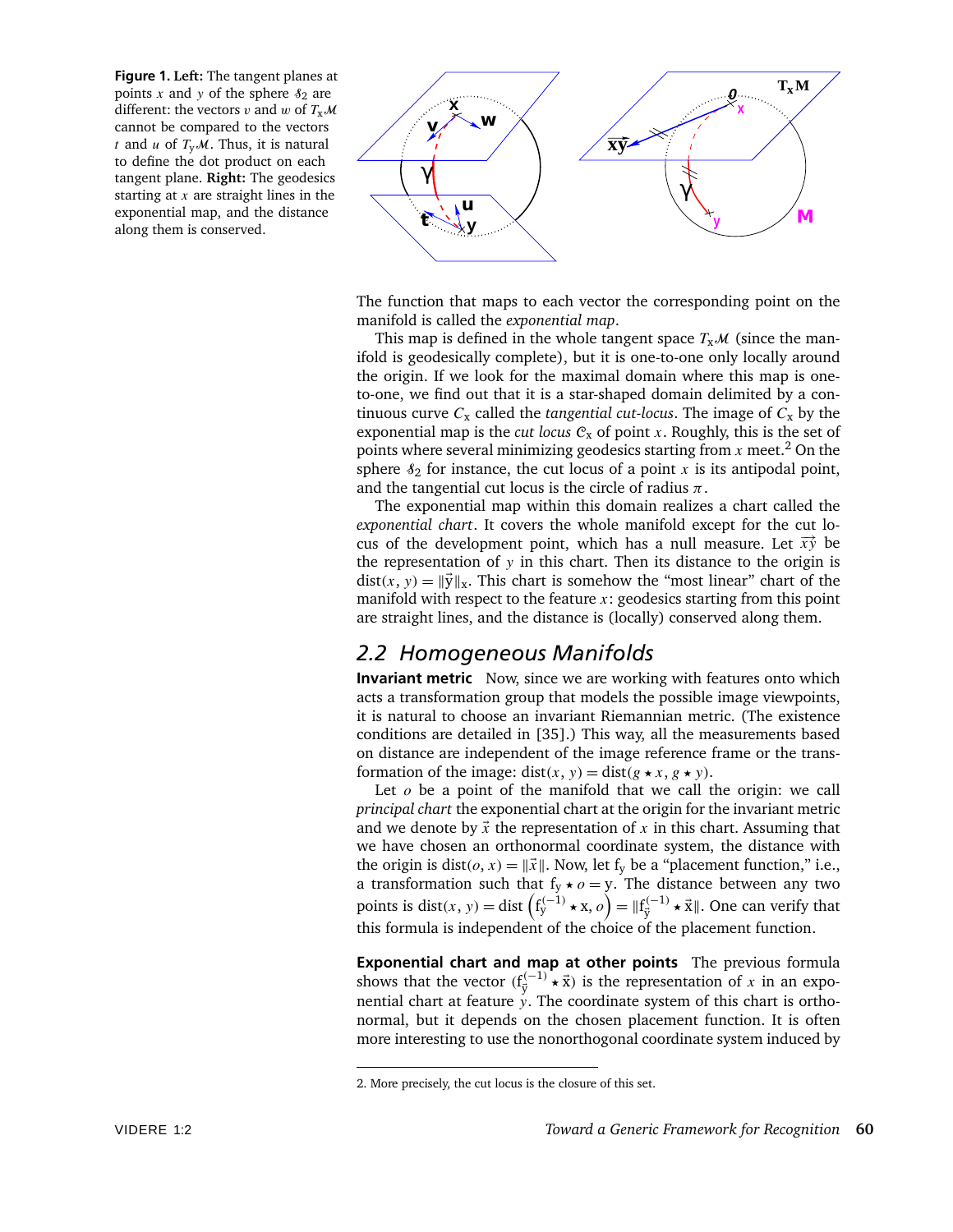**Figure 1. Left:** The tangent planes at points $x$ and $y$ of the sphere $\mathcal{S}_2$ are different: the vectors $v$ and $w$ of $T_x\mathcal{M}$ cannot be compared to the vectors $t$ and $u$ of $T_y\mathcal{M}$. Thus, it is natural to define the dot product on each tangent plane. **Right:** The geodesics starting at $x$ are straight lines in the exponential map, and the distance along them is conserved.

The function that maps to each vector the corresponding point on the manifold is called the *exponential map*.

This map is defined in the whole tangent space $T_x\mathcal{M}$ (since the manifold is geodesically complete), but it is one-to-one only locally around the origin. If we look for the maximal domain where this map is one-to-one, we find out that it is a star-shaped domain delimited by a continuous curve $C_x$ called the *tangential cut-locus*. The image of $C_x$ by the exponential map is the *cut locus* $\mathcal{C}_x$ of point $x$. Roughly, this is the set of points where several minimizing geodesics starting from $x$ meet.[2] On the sphere $\mathcal{S}_2$ for instance, the cut locus of a point $x$ is its antipodal point, and the tangential cut locus is the circle of radius $\pi$.

The exponential map within this domain realizes a chart called the *exponential chart*. It covers the whole manifold except for the cut locus of the development point, which has a null measure. Let $\overrightarrow{xy}$ be the representation of $y$ in this chart. Then its distance to the origin is $\text{dist}(x, y) = \|\vec{y}\|_x$. This chart is somehow the "most linear" chart of the manifold with respect to the feature $x$: geodesics starting from this point are straight lines, and the distance is (locally) conserved along them.

## 2.2 Homogeneous Manifolds

**Invariant metric** Now, since we are working with features onto which acts a transformation group that models the possible image viewpoints, it is natural to choose an invariant Riemannian metric. (The existence conditions are detailed in [35].) This way, all the measurements based on distance are independent of the image reference frame or the transformation of the image: $\text{dist}(x, y) = \text{dist}(g \star x, g \star y)$.

Let $o$ be a point of the manifold that we call the origin: we call *principal chart* the exponential chart at the origin for the invariant metric and we denote by $\vec{x}$ the representation of $x$ in this chart. Assuming that we have chosen an orthonormal coordinate system, the distance with the origin is $\text{dist}(o, x) = \|\vec{x}\|$. Now, let $f_y$ be a "placement function," i.e., a transformation such that $f_y \star o = y$. The distance between any two points is $\text{dist}(x, y) = \text{dist}\left(f_y^{(-1)} \star x, o\right) = \|f_{\vec{y}}^{(-1)} \star \vec{x}\|$. One can verify that this formula is independent of the choice of the placement function.

**Exponential chart and map at other points** The previous formula shows that the vector $(f_{\vec{y}}^{(-1)} \star \vec{x})$ is the representation of $x$ in an exponential chart at feature $y$. The coordinate system of this chart is orthonormal, but it depends on the chosen placement function. It is often more interesting to use the nonorthogonal coordinate system induced by

2. More precisely, the cut locus is the closure of this set.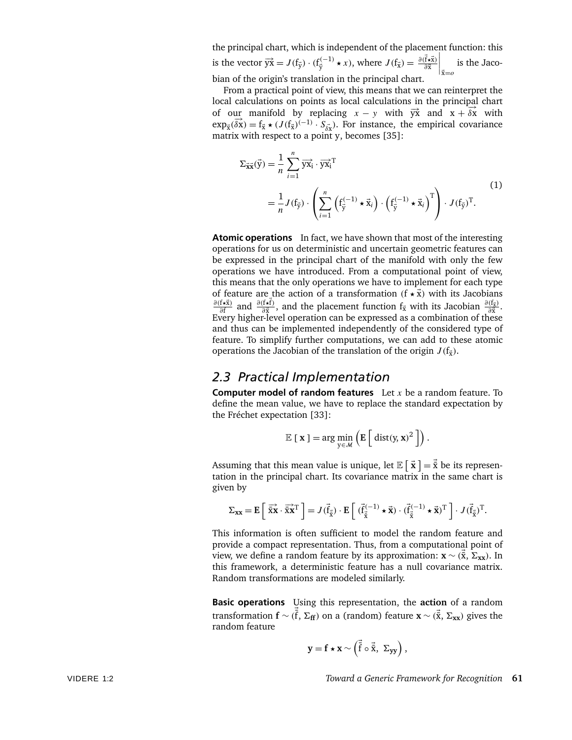the principal chart, which is independent of the placement function: this is the vector $\overrightarrow{\mathrm{yx}} = J(\mathrm{f}_{\vec{\mathrm{y}}}) \cdot (\mathrm{f}_{\vec{\mathrm{y}}}^{(-1)} \star x)$, where $J(\mathrm{f}_{\vec{\mathrm{x}}}) = \left.\frac{\partial(\vec{\mathrm{f}} \star \vec{\mathrm{x}})}{\partial \vec{\mathrm{x}}}\right|_{\vec{\mathrm{x}}=o}$ is the Jacobian of the origin's translation in the principal chart.

From a practical point of view, this means that we can reinterpret the local calculations on points as local calculations in the principal chart of our manifold by replacing $x - y$ with $\overrightarrow{\mathrm{yx}}$ and $\mathrm{x} + \overrightarrow{\delta \mathrm{x}}$ with $\exp_{\vec{\mathrm{x}}}(\overrightarrow{\delta \mathrm{x}}) = \mathrm{f}_{\vec{\mathrm{x}}} \star (J(\mathrm{f}_{\vec{\mathrm{x}}})^{(-1)} \cdot S_{\vec{\delta \mathrm{x}}})$. For instance, the empirical covariance matrix with respect to a point y, becomes [35]:

$$
\begin{aligned}
\Sigma_{\vec{\mathrm{x}}\vec{\mathrm{x}}}(\vec{\mathrm{y}}) &= \frac{1}{n} \sum_{i=1}^{n} \overrightarrow{\mathrm{yx_i}} \cdot \overrightarrow{\mathrm{yx_i}}^{\mathrm{T}} \\
&= \frac{1}{n} J(\mathrm{f}_{\vec{\mathrm{y}}}) \cdot \left( \sum_{i=1}^{n} \left( \mathrm{f}_{\vec{\mathrm{y}}}^{(-1)} \star \vec{\mathrm{x}}_i \right) \cdot \left( \mathrm{f}_{\vec{\mathrm{y}}}^{(-1)} \star \vec{\mathrm{x}}_i \right)^{\mathrm{T}} \right) \cdot J(\mathrm{f}_{\vec{\mathrm{y}}})^{\mathrm{T}}.
\end{aligned}
\tag{1}
$$

**Atomic operations** In fact, we have shown that most of the interesting operations for us on deterministic and uncertain geometric features can be expressed in the principal chart of the manifold with only the few operations we have introduced. From a computational point of view, this means that the only operations we have to implement for each type of feature are the action of a transformation $(\mathrm{f} \star \vec{\mathrm{x}})$ with its Jacobians $\frac{\partial(\mathrm{f} \star \vec{\mathrm{x}})}{\partial \mathrm{f}}$ and $\frac{\partial(\mathrm{f} \star \vec{\mathrm{f}})}{\partial \vec{\mathrm{x}}}$, and the placement function $\mathrm{f}_{\vec{\mathrm{x}}}$ with its Jacobian $\frac{\partial(\mathrm{f}_{\vec{\mathrm{x}}})}{\partial \vec{\mathrm{x}}}$. Every higher-level operation can be expressed as a combination of these and thus can be implemented independently of the considered type of feature. To simplify further computations, we can add to these atomic operations the Jacobian of the translation of the origin $J(\mathrm{f}_{\vec{\mathrm{x}}})$.

## 2.3 Practical Implementation

**Computer model of random features** Let $x$ be a random feature. To define the mean value, we have to replace the standard expectation by the Fréchet expectation [33]:

$$
\mathbb{E}\,[\,\mathbf{x}\,] = \arg\min_{\mathrm{y} \in \mathcal{M}} \left( \mathbf{E}\left[\, \mathrm{dist}(\mathrm{y}, \mathbf{x})^2 \,\right] \right).
$$

Assuming that this mean value is unique, let $\mathbb{E}\left[\, \vec{\mathbf{x}} \,\right] = \vec{\bar{\mathrm{x}}}$ be its representation in the principal chart. Its covariance matrix in the same chart is given by

$$
\Sigma_{\mathbf{xx}} = \mathbf{E}\left[\, \overrightarrow{\bar{\mathrm{x}}\mathbf{x}} \cdot \overrightarrow{\bar{\mathrm{x}}\mathbf{x}}^{\mathrm{T}} \,\right] = J(\vec{\mathrm{f}}_{\vec{\bar{\mathrm{x}}}}) \cdot \mathbf{E}\left[\, (\vec{\mathrm{f}}_{\vec{\bar{\mathrm{x}}}}^{(-1)} \star \vec{\mathbf{x}}) \cdot (\vec{\mathrm{f}}_{\vec{\bar{\mathrm{x}}}}^{(-1)} \star \vec{\mathbf{x}})^{\mathrm{T}} \,\right] \cdot J(\vec{\mathrm{f}}_{\vec{\bar{\mathrm{x}}}})^{\mathrm{T}}.
$$

This information is often sufficient to model the random feature and provide a compact representation. Thus, from a computational point of view, we define a random feature by its approximation: $\mathbf{x} \sim (\vec{\bar{\mathrm{x}}}, \Sigma_{\mathbf{xx}})$. In this framework, a deterministic feature has a null covariance matrix. Random transformations are modeled similarly.

**Basic operations** Using this representation, the **action** of a random transformation $\mathbf{f} \sim (\vec{\bar{\mathrm{f}}}, \Sigma_{\mathbf{ff}})$ on a (random) feature $\mathbf{x} \sim (\vec{\bar{\mathrm{x}}}, \Sigma_{\mathbf{xx}})$ gives the random feature

$$
\mathbf{y} = \mathbf{f} \star \mathbf{x} \sim \left( \vec{\bar{\mathrm{f}}} \circ \vec{\bar{\mathrm{x}}},\ \Sigma_{\mathbf{yy}} \right),
$$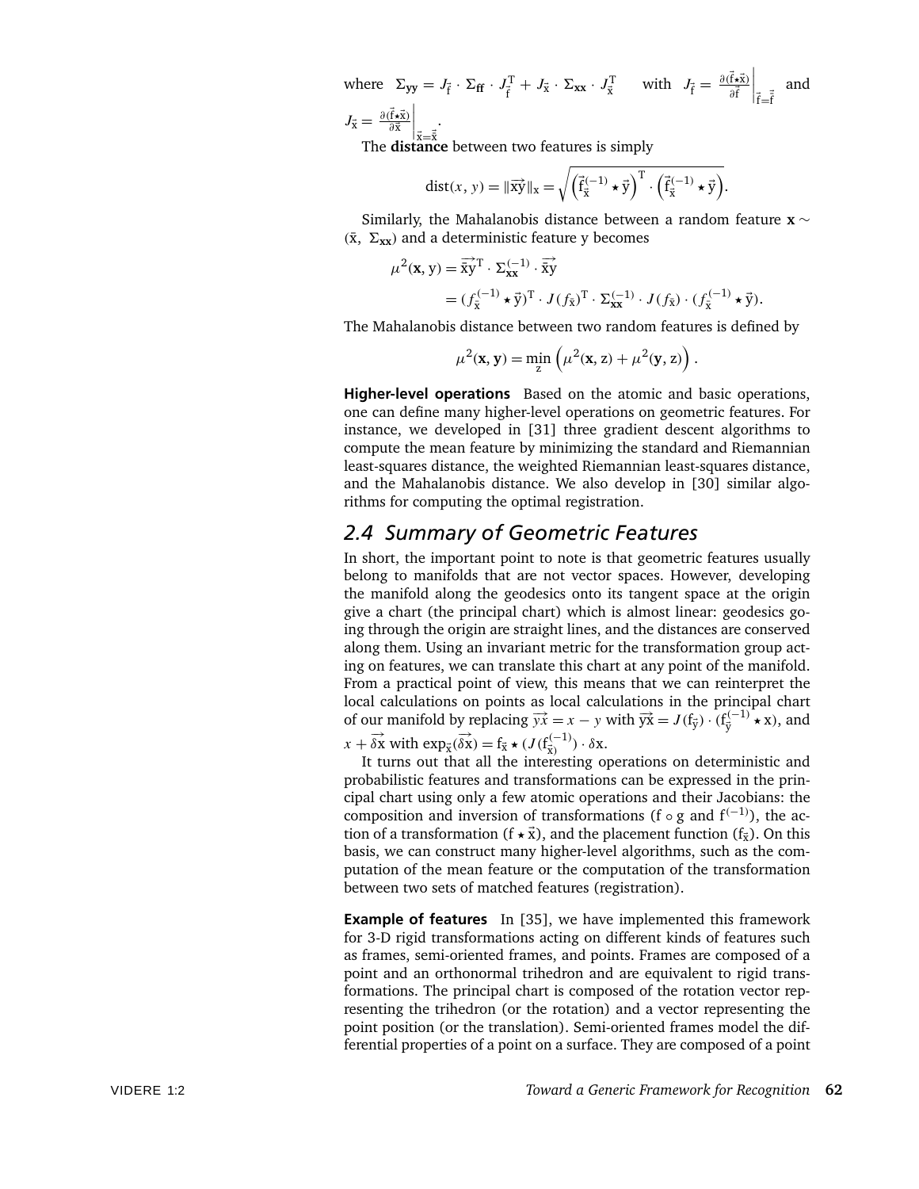where $\Sigma_{\mathbf{yy}} = J_{\vec{\mathrm{f}}} \cdot \Sigma_{\mathbf{ff}} \cdot J_{\vec{\mathrm{f}}}^{\mathrm{T}} + J_{\vec{\mathrm{x}}} \cdot \Sigma_{\mathbf{xx}} \cdot J_{\vec{\mathrm{x}}}^{\mathrm{T}}$ with $J_{\vec{\mathrm{f}}} = \left.\frac{\partial(\vec{\mathrm{f}} \star \vec{\mathrm{x}})}{\partial \vec{\mathrm{f}}}\right|_{\vec{\mathrm{f}} = \bar{\vec{\mathrm{f}}}}$ and $J_{\vec{\mathrm{x}}} = \left.\frac{\partial(\vec{\mathrm{f}} \star \vec{\mathrm{x}})}{\partial \vec{\mathrm{x}}}\right|_{\vec{\mathrm{x}} = \bar{\vec{\mathrm{x}}}}$.

The **distance** between two features is simply

$$\mathrm{dist}(x, y) = \|\overrightarrow{\mathrm{xy}}\|_{\mathrm{x}} = \sqrt{\left(\vec{\mathrm{f}}_{\vec{\mathrm{x}}}^{(-1)} \star \vec{\mathrm{y}}\right)^{\mathrm{T}} \cdot \left(\vec{\mathrm{f}}_{\vec{\mathrm{x}}}^{(-1)} \star \vec{\mathrm{y}}\right)}.$$

Similarly, the Mahalanobis distance between a random feature $\mathbf{x} \sim (\bar{\mathrm{x}}, \ \Sigma_{\mathbf{xx}})$ and a deterministic feature y becomes

$$\begin{aligned}
\mu^2(\mathbf{x}, \mathrm{y}) &= \overrightarrow{\bar{\mathrm{x}}\mathrm{y}}^{\mathrm{T}} \cdot \Sigma_{\mathbf{xx}}^{(-1)} \cdot \overrightarrow{\bar{\mathrm{x}}\mathrm{y}} \\
&= (f_{\bar{\mathrm{x}}}^{(-1)} \star \vec{\mathrm{y}})^{\mathrm{T}} \cdot J(f_{\bar{\mathrm{x}}})^{\mathrm{T}} \cdot \Sigma_{\mathbf{xx}}^{(-1)} \cdot J(f_{\bar{\mathrm{x}}}) \cdot (f_{\bar{\mathrm{x}}}^{(-1)} \star \vec{\mathrm{y}}).
\end{aligned}$$

The Mahalanobis distance between two random features is defined by

$$\mu^2(\mathbf{x}, \mathbf{y}) = \min_{\mathrm{z}} \left(\mu^2(\mathbf{x}, \mathrm{z}) + \mu^2(\mathbf{y}, \mathrm{z})\right).$$

**Higher-level operations** Based on the atomic and basic operations, one can define many higher-level operations on geometric features. For instance, we developed in [31] three gradient descent algorithms to compute the mean feature by minimizing the standard and Riemannian least-squares distance, the weighted Riemannian least-squares distance, and the Mahalanobis distance. We also develop in [30] similar algorithms for computing the optimal registration.

## *2.4 Summary of Geometric Features*

In short, the important point to note is that geometric features usually belong to manifolds that are not vector spaces. However, developing the manifold along the geodesics onto its tangent space at the origin give a chart (the principal chart) which is almost linear: geodesics going through the origin are straight lines, and the distances are conserved along them. Using an invariant metric for the transformation group acting on features, we can translate this chart at any point of the manifold. From a practical point of view, this means that we can reinterpret the local calculations on points as local calculations in the principal chart of our manifold by replacing $\overrightarrow{yx} = x - y$ with $\overrightarrow{\mathrm{yx}} = J(\mathrm{f}_{\vec{\mathrm{y}}}) \cdot (\mathrm{f}_{\vec{\mathrm{y}}}^{(-1)} \star \mathrm{x})$, and $x + \overrightarrow{\delta \mathrm{x}}$ with $\exp_{\vec{\mathrm{x}}}(\overrightarrow{\delta \mathrm{x}}) = \mathrm{f}_{\vec{\mathrm{x}}} \star (J(\mathrm{f}_{\vec{\mathrm{x}}}^{(-1)}) \cdot \delta \mathrm{x}$.

It turns out that all the interesting operations on deterministic and probabilistic features and transformations can be expressed in the principal chart using only a few atomic operations and their Jacobians: the composition and inversion of transformations ($\mathrm{f} \circ \mathrm{g}$ and $\mathrm{f}^{(-1)}$), the action of a transformation ($\mathrm{f} \star \vec{\mathrm{x}}$), and the placement function ($\mathrm{f}_{\vec{\mathrm{x}}}$). On this basis, we can construct many higher-level algorithms, such as the computation of the mean feature or the computation of the transformation between two sets of matched features (registration).

**Example of features** In [35], we have implemented this framework for 3-D rigid transformations acting on different kinds of features such as frames, semi-oriented frames, and points. Frames are composed of a point and an orthonormal trihedron and are equivalent to rigid transformations. The principal chart is composed of the rotation vector representing the trihedron (or the rotation) and a vector representing the point position (or the translation). Semi-oriented frames model the differential properties of a point on a surface. They are composed of a point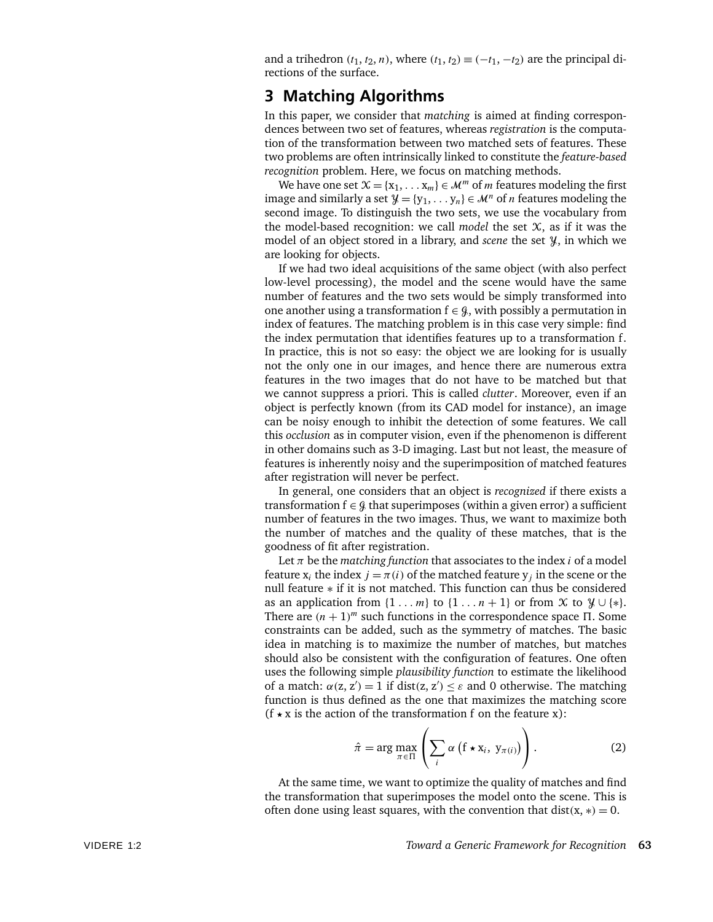and a trihedron $(t_1, t_2, n)$, where $(t_1, t_2) \equiv (-t_1, -t_2)$ are the principal directions of the surface.

## 3 Matching Algorithms

In this paper, we consider that *matching* is aimed at finding correspondences between two set of features, whereas *registration* is the computation of the transformation between two matched sets of features. These two problems are often intrinsically linked to constitute the *feature-based recognition* problem. Here, we focus on matching methods.

We have one set $\mathcal{X} = \{\mathrm{x}_1, \ldots \mathrm{x}_m\} \in \mathcal{M}^m$ of $m$ features modeling the first image and similarly a set $\mathcal{Y} = \{\mathrm{y}_1, \ldots \mathrm{y}_n\} \in \mathcal{M}^n$ of $n$ features modeling the second image. To distinguish the two sets, we use the vocabulary from the model-based recognition: we call *model* the set $\mathcal{X}$, as if it was the model of an object stored in a library, and *scene* the set $\mathcal{Y}$, in which we are looking for objects.

If we had two ideal acquisitions of the same object (with also perfect low-level processing), the model and the scene would have the same number of features and the two sets would be simply transformed into one another using a transformation $\mathrm{f} \in \mathcal{G}$, with possibly a permutation in index of features. The matching problem is in this case very simple: find the index permutation that identifies features up to a transformation f. In practice, this is not so easy: the object we are looking for is usually not the only one in our images, and hence there are numerous extra features in the two images that do not have to be matched but that we cannot suppress a priori. This is called *clutter*. Moreover, even if an object is perfectly known (from its CAD model for instance), an image can be noisy enough to inhibit the detection of some features. We call this *occlusion* as in computer vision, even if the phenomenon is different in other domains such as 3-D imaging. Last but not least, the measure of features is inherently noisy and the superimposition of matched features after registration will never be perfect.

In general, one considers that an object is *recognized* if there exists a transformation $\mathrm{f} \in \mathcal{G}$ that superimposes (within a given error) a sufficient number of features in the two images. Thus, we want to maximize both the number of matches and the quality of these matches, that is the goodness of fit after registration.

Let $\pi$ be the *matching function* that associates to the index $i$ of a model feature $\mathrm{x}_i$ the index $j = \pi(i)$ of the matched feature $\mathrm{y}_j$ in the scene or the null feature $*$ if it is not matched. This function can thus be considered as an application from $\{1 \ldots m\}$ to $\{1 \ldots n+1\}$ or from $\mathcal{X}$ to $\mathcal{Y} \cup \{*\}$. There are $(n+1)^m$ such functions in the correspondence space $\Pi$. Some constraints can be added, such as the symmetry of matches. The basic idea in matching is to maximize the number of matches, but matches should also be consistent with the configuration of features. One often uses the following simple *plausibility function* to estimate the likelihood of a match: $\alpha(\mathrm{z}, \mathrm{z}') = 1$ if $\mathrm{dist}(\mathrm{z}, \mathrm{z}') \leq \varepsilon$ and 0 otherwise. The matching function is thus defined as the one that maximizes the matching score ($\mathrm{f} \star \mathrm{x}$ is the action of the transformation f on the feature x):

$$\hat{\pi} = \arg\max_{\pi \in \Pi} \left( \sum_i \alpha \left( \mathrm{f} \star \mathrm{x}_i,\ \mathrm{y}_{\pi(i)} \right) \right). \tag{2}$$

At the same time, we want to optimize the quality of matches and find the transformation that superimposes the model onto the scene. This is often done using least squares, with the convention that $\mathrm{dist}(\mathrm{x}, *) = 0$.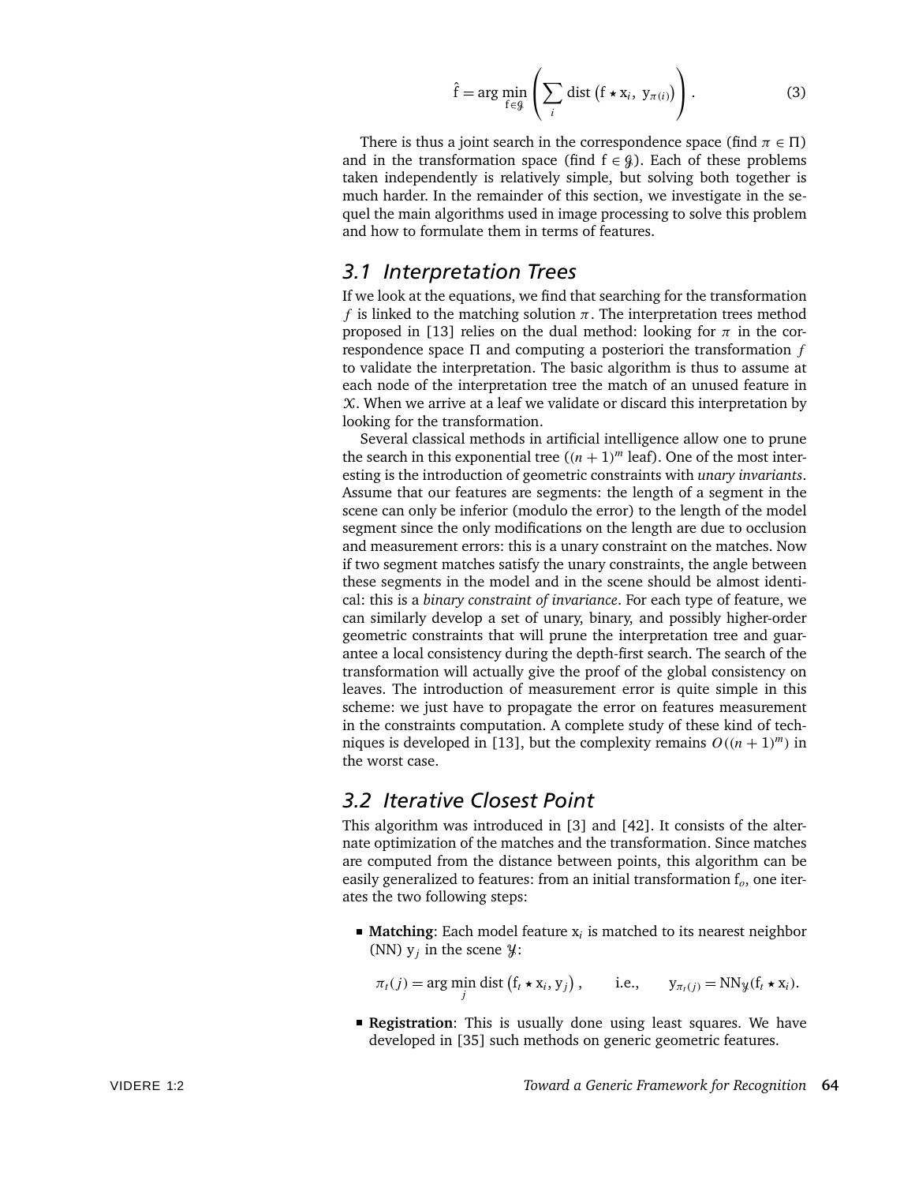$$\hat{\mathrm{f}} = \arg\min_{\mathrm{f} \in \mathcal{G}} \left( \sum_i \mathrm{dist}\left(\mathrm{f} \star \mathrm{x}_i,\ \mathrm{y}_{\pi(i)}\right) \right). \tag{3}$$

There is thus a joint search in the correspondence space (find $\pi \in \Pi$) and in the transformation space (find $\mathrm{f} \in \mathcal{G}$). Each of these problems taken independently is relatively simple, but solving both together is much harder. In the remainder of this section, we investigate in the sequel the main algorithms used in image processing to solve this problem and how to formulate them in terms of features.

## 3.1 Interpretation Trees

If we look at the equations, we find that searching for the transformation $f$ is linked to the matching solution $\pi$. The interpretation trees method proposed in [13] relies on the dual method: looking for $\pi$ in the correspondence space $\Pi$ and computing a posteriori the transformation $f$ to validate the interpretation. The basic algorithm is thus to assume at each node of the interpretation tree the match of an unused feature in $\mathcal{X}$. When we arrive at a leaf we validate or discard this interpretation by looking for the transformation.

Several classical methods in artificial intelligence allow one to prune the search in this exponential tree ($(n+1)^m$ leaf). One of the most interesting is the introduction of geometric constraints with *unary invariants*. Assume that our features are segments: the length of a segment in the scene can only be inferior (modulo the error) to the length of the model segment since the only modifications on the length are due to occlusion and measurement errors: this is a unary constraint on the matches. Now if two segment matches satisfy the unary constraints, the angle between these segments in the model and in the scene should be almost identical: this is a *binary constraint of invariance*. For each type of feature, we can similarly develop a set of unary, binary, and possibly higher-order geometric constraints that will prune the interpretation tree and guarantee a local consistency during the depth-first search. The search of the transformation will actually give the proof of the global consistency on leaves. The introduction of measurement error is quite simple in this scheme: we just have to propagate the error on features measurement in the constraints computation. A complete study of these kind of techniques is developed in [13], but the complexity remains $O((n+1)^m)$ in the worst case.

## 3.2 Iterative Closest Point

This algorithm was introduced in [3] and [42]. It consists of the alternate optimization of the matches and the transformation. Since matches are computed from the distance between points, this algorithm can be easily generalized to features: from an initial transformation $\mathrm{f}_o$, one iterates the two following steps:

- **Matching**: Each model feature $\mathrm{x}_i$ is matched to its nearest neighbor (NN) $\mathrm{y}_j$ in the scene $\mathcal{Y}$:

  $$\pi_t(j) = \arg\min_j \mathrm{dist}\left(\mathrm{f}_t \star \mathrm{x}_i, \mathrm{y}_j\right), \qquad \text{i.e.,} \qquad \mathrm{y}_{\pi_t(j)} = \mathrm{NN}_{\mathcal{Y}}(\mathrm{f}_t \star \mathrm{x}_i).$$

- **Registration**: This is usually done using least squares. We have developed in [35] such methods on generic geometric features.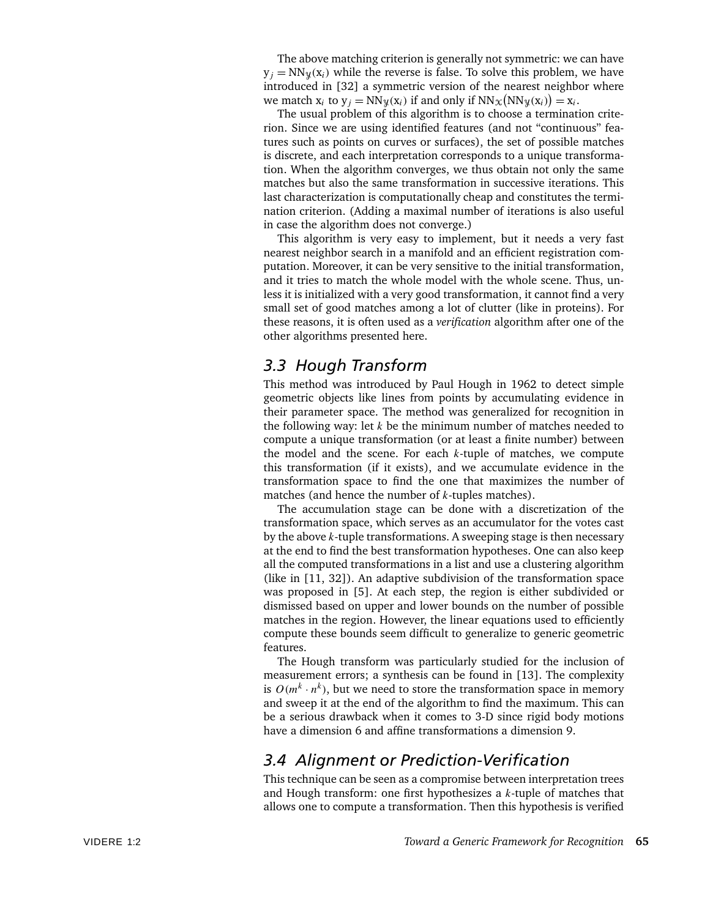The above matching criterion is generally not symmetric: we can have $y_j = NN_{\mathcal{Y}}(x_i)$ while the reverse is false. To solve this problem, we have introduced in [32] a symmetric version of the nearest neighbor where we match $x_i$ to $y_j = NN_{\mathcal{Y}}(x_i)$ if and only if $NN_{\mathcal{X}}\big(NN_{\mathcal{Y}}(x_i)\big) = x_i$.

The usual problem of this algorithm is to choose a termination criterion. Since we are using identified features (and not "continuous" features such as points on curves or surfaces), the set of possible matches is discrete, and each interpretation corresponds to a unique transformation. When the algorithm converges, we thus obtain not only the same matches but also the same transformation in successive iterations. This last characterization is computationally cheap and constitutes the termination criterion. (Adding a maximal number of iterations is also useful in case the algorithm does not converge.)

This algorithm is very easy to implement, but it needs a very fast nearest neighbor search in a manifold and an efficient registration computation. Moreover, it can be very sensitive to the initial transformation, and it tries to match the whole model with the whole scene. Thus, unless it is initialized with a very good transformation, it cannot find a very small set of good matches among a lot of clutter (like in proteins). For these reasons, it is often used as a *verification* algorithm after one of the other algorithms presented here.

## 3.3 Hough Transform

This method was introduced by Paul Hough in 1962 to detect simple geometric objects like lines from points by accumulating evidence in their parameter space. The method was generalized for recognition in the following way: let $k$ be the minimum number of matches needed to compute a unique transformation (or at least a finite number) between the model and the scene. For each $k$-tuple of matches, we compute this transformation (if it exists), and we accumulate evidence in the transformation space to find the one that maximizes the number of matches (and hence the number of $k$-tuples matches).

The accumulation stage can be done with a discretization of the transformation space, which serves as an accumulator for the votes cast by the above $k$-tuple transformations. A sweeping stage is then necessary at the end to find the best transformation hypotheses. One can also keep all the computed transformations in a list and use a clustering algorithm (like in [11, 32]). An adaptive subdivision of the transformation space was proposed in [5]. At each step, the region is either subdivided or dismissed based on upper and lower bounds on the number of possible matches in the region. However, the linear equations used to efficiently compute these bounds seem difficult to generalize to generic geometric features.

The Hough transform was particularly studied for the inclusion of measurement errors; a synthesis can be found in [13]. The complexity is $O(m^k \cdot n^k)$, but we need to store the transformation space in memory and sweep it at the end of the algorithm to find the maximum. This can be a serious drawback when it comes to 3-D since rigid body motions have a dimension 6 and affine transformations a dimension 9.

## 3.4 Alignment or Prediction-Verification

This technique can be seen as a compromise between interpretation trees and Hough transform: one first hypothesizes a $k$-tuple of matches that allows one to compute a transformation. Then this hypothesis is verified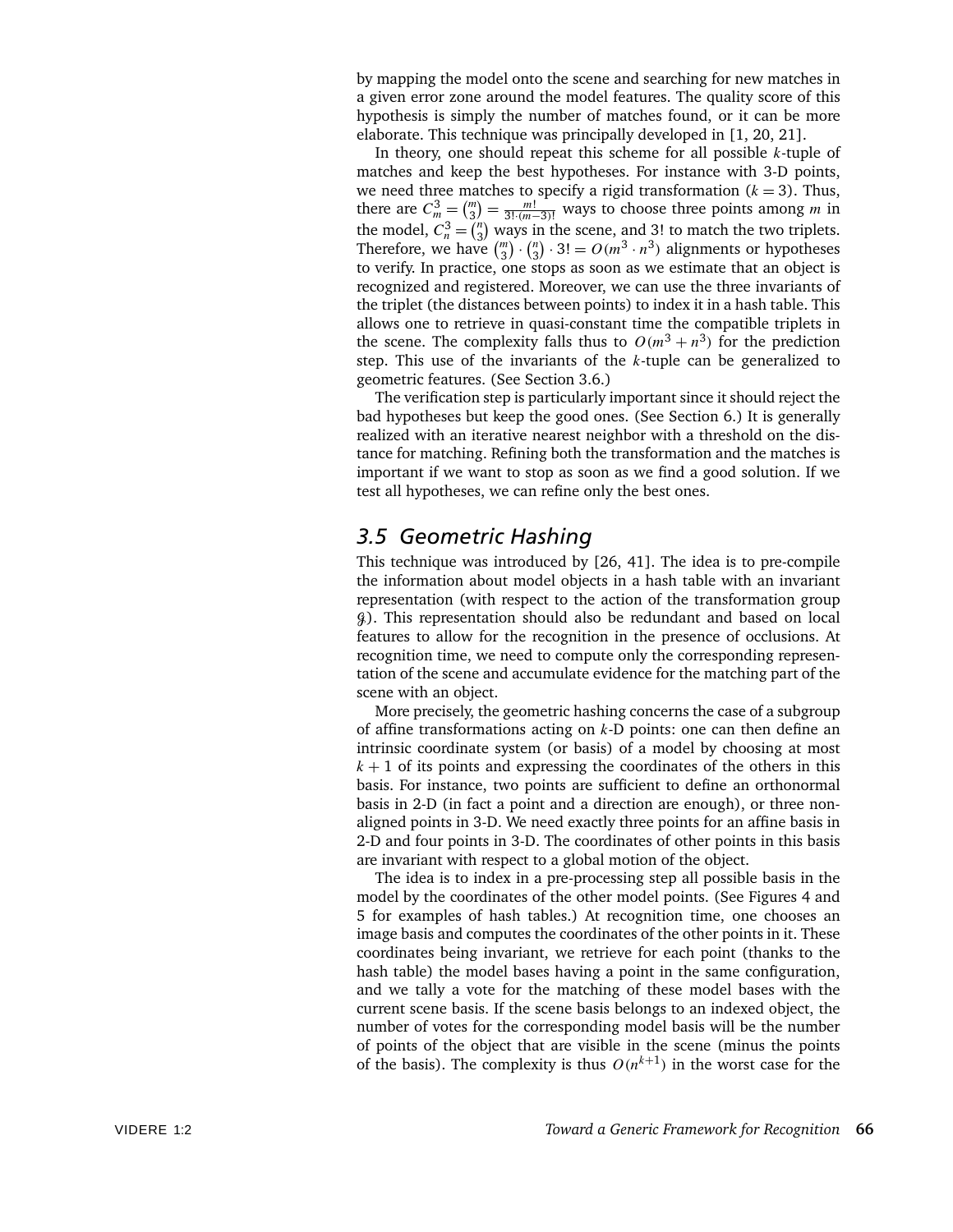by mapping the model onto the scene and searching for new matches in a given error zone around the model features. The quality score of this hypothesis is simply the number of matches found, or it can be more elaborate. This technique was principally developed in [1, 20, 21].

In theory, one should repeat this scheme for all possible $k$-tuple of matches and keep the best hypotheses. For instance with 3-D points, we need three matches to specify a rigid transformation ($k = 3$). Thus, there are $C_m^3 = \binom{m}{3} = \frac{m!}{3! \cdot (m-3)!}$ ways to choose three points among $m$ in the model, $C_n^3 = \binom{n}{3}$ ways in the scene, and 3! to match the two triplets. Therefore, we have $\binom{m}{3} \cdot \binom{n}{3} \cdot 3! = O(m^3 \cdot n^3)$ alignments or hypotheses to verify. In practice, one stops as soon as we estimate that an object is recognized and registered. Moreover, we can use the three invariants of the triplet (the distances between points) to index it in a hash table. This allows one to retrieve in quasi-constant time the compatible triplets in the scene. The complexity falls thus to $O(m^3 + n^3)$ for the prediction step. This use of the invariants of the $k$-tuple can be generalized to geometric features. (See Section 3.6.)

The verification step is particularly important since it should reject the bad hypotheses but keep the good ones. (See Section 6.) It is generally realized with an iterative nearest neighbor with a threshold on the distance for matching. Refining both the transformation and the matches is important if we want to stop as soon as we find a good solution. If we test all hypotheses, we can refine only the best ones.

## *3.5 Geometric Hashing*

This technique was introduced by [26, 41]. The idea is to pre-compile the information about model objects in a hash table with an invariant representation (with respect to the action of the transformation group $\mathcal{G}$). This representation should also be redundant and based on local features to allow for the recognition in the presence of occlusions. At recognition time, we need to compute only the corresponding representation of the scene and accumulate evidence for the matching part of the scene with an object.

More precisely, the geometric hashing concerns the case of a subgroup of affine transformations acting on $k$-D points: one can then define an intrinsic coordinate system (or basis) of a model by choosing at most $k + 1$ of its points and expressing the coordinates of the others in this basis. For instance, two points are sufficient to define an orthonormal basis in 2-D (in fact a point and a direction are enough), or three non-aligned points in 3-D. We need exactly three points for an affine basis in 2-D and four points in 3-D. The coordinates of other points in this basis are invariant with respect to a global motion of the object.

The idea is to index in a pre-processing step all possible basis in the model by the coordinates of the other model points. (See Figures 4 and 5 for examples of hash tables.) At recognition time, one chooses an image basis and computes the coordinates of the other points in it. These coordinates being invariant, we retrieve for each point (thanks to the hash table) the model bases having a point in the same configuration, and we tally a vote for the matching of these model bases with the current scene basis. If the scene basis belongs to an indexed object, the number of votes for the corresponding model basis will be the number of points of the object that are visible in the scene (minus the points of the basis). The complexity is thus $O(n^{k+1})$ in the worst case for the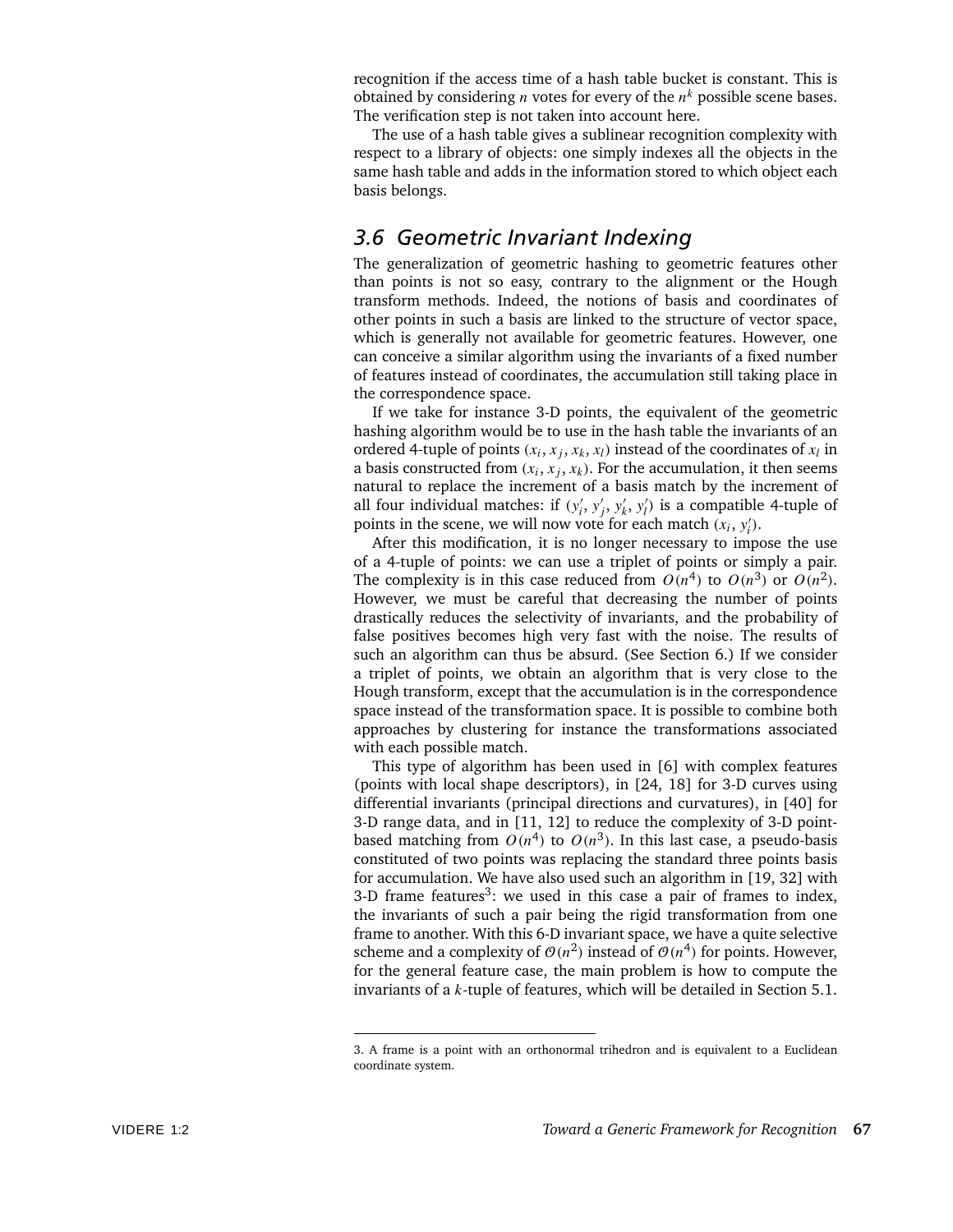recognition if the access time of a hash table bucket is constant. This is obtained by considering $n$ votes for every of the $n^k$ possible scene bases. The verification step is not taken into account here.

The use of a hash table gives a sublinear recognition complexity with respect to a library of objects: one simply indexes all the objects in the same hash table and adds in the information stored to which object each basis belongs.

## *3.6 Geometric Invariant Indexing*

The generalization of geometric hashing to geometric features other than points is not so easy, contrary to the alignment or the Hough transform methods. Indeed, the notions of basis and coordinates of other points in such a basis are linked to the structure of vector space, which is generally not available for geometric features. However, one can conceive a similar algorithm using the invariants of a fixed number of features instead of coordinates, the accumulation still taking place in the correspondence space.

If we take for instance 3-D points, the equivalent of the geometric hashing algorithm would be to use in the hash table the invariants of an ordered 4-tuple of points $(x_i, x_j, x_k, x_l)$ instead of the coordinates of $x_l$ in a basis constructed from $(x_i, x_j, x_k)$. For the accumulation, it then seems natural to replace the increment of a basis match by the increment of all four individual matches: if $(y'_i, y'_j, y'_k, y'_l)$ is a compatible 4-tuple of points in the scene, we will now vote for each match $(x_i, y'_i)$.

After this modification, it is no longer necessary to impose the use of a 4-tuple of points: we can use a triplet of points or simply a pair. The complexity is in this case reduced from $O(n^4)$ to $O(n^3)$ or $O(n^2)$. However, we must be careful that decreasing the number of points drastically reduces the selectivity of invariants, and the probability of false positives becomes high very fast with the noise. The results of such an algorithm can thus be absurd. (See Section 6.) If we consider a triplet of points, we obtain an algorithm that is very close to the Hough transform, except that the accumulation is in the correspondence space instead of the transformation space. It is possible to combine both approaches by clustering for instance the transformations associated with each possible match.

This type of algorithm has been used in [6] with complex features (points with local shape descriptors), in [24, 18] for 3-D curves using differential invariants (principal directions and curvatures), in [40] for 3-D range data, and in [11, 12] to reduce the complexity of 3-D point-based matching from $O(n^4)$ to $O(n^3)$. In this last case, a pseudo-basis constituted of two points was replacing the standard three points basis for accumulation. We have also used such an algorithm in [19, 32] with 3-D frame features[3]: we used in this case a pair of frames to index, the invariants of such a pair being the rigid transformation from one frame to another. With this 6-D invariant space, we have a quite selective scheme and a complexity of $\mathcal{O}(n^2)$ instead of $\mathcal{O}(n^4)$ for points. However, for the general feature case, the main problem is how to compute the invariants of a $k$-tuple of features, which will be detailed in Section 5.1.

---

3. A frame is a point with an orthonormal trihedron and is equivalent to a Euclidean coordinate system.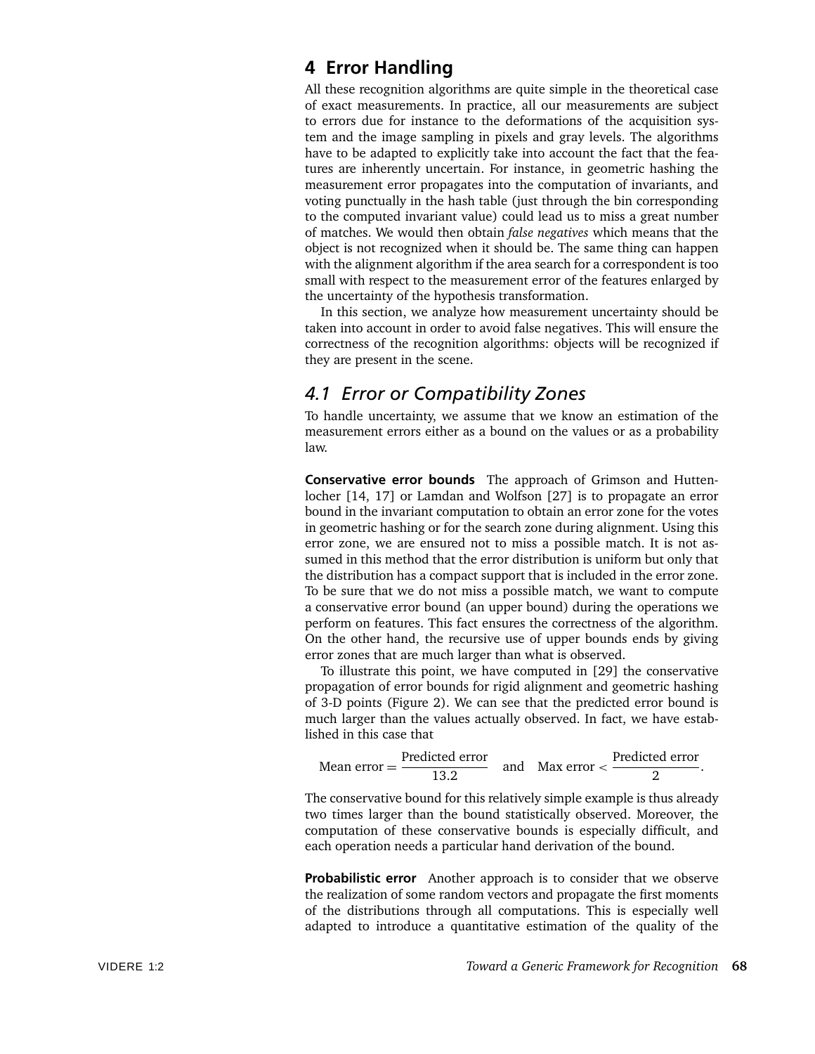## 4 Error Handling

All these recognition algorithms are quite simple in the theoretical case of exact measurements. In practice, all our measurements are subject to errors due for instance to the deformations of the acquisition system and the image sampling in pixels and gray levels. The algorithms have to be adapted to explicitly take into account the fact that the features are inherently uncertain. For instance, in geometric hashing the measurement error propagates into the computation of invariants, and voting punctually in the hash table (just through the bin corresponding to the computed invariant value) could lead us to miss a great number of matches. We would then obtain *false negatives* which means that the object is not recognized when it should be. The same thing can happen with the alignment algorithm if the area search for a correspondent is too small with respect to the measurement error of the features enlarged by the uncertainty of the hypothesis transformation.

In this section, we analyze how measurement uncertainty should be taken into account in order to avoid false negatives. This will ensure the correctness of the recognition algorithms: objects will be recognized if they are present in the scene.

### 4.1 Error or Compatibility Zones

To handle uncertainty, we assume that we know an estimation of the measurement errors either as a bound on the values or as a probability law.

**Conservative error bounds** The approach of Grimson and Huttenlocher [14, 17] or Lamdan and Wolfson [27] is to propagate an error bound in the invariant computation to obtain an error zone for the votes in geometric hashing or for the search zone during alignment. Using this error zone, we are ensured not to miss a possible match. It is not assumed in this method that the error distribution is uniform but only that the distribution has a compact support that is included in the error zone. To be sure that we do not miss a possible match, we want to compute a conservative error bound (an upper bound) during the operations we perform on features. This fact ensures the correctness of the algorithm. On the other hand, the recursive use of upper bounds ends by giving error zones that are much larger than what is observed.

To illustrate this point, we have computed in [29] the conservative propagation of error bounds for rigid alignment and geometric hashing of 3-D points (Figure 2). We can see that the predicted error bound is much larger than the values actually observed. In fact, we have established in this case that

$$\text{Mean error} = \frac{\text{Predicted error}}{13.2} \quad \text{and} \quad \text{Max error} < \frac{\text{Predicted error}}{2}.$$

The conservative bound for this relatively simple example is thus already two times larger than the bound statistically observed. Moreover, the computation of these conservative bounds is especially difficult, and each operation needs a particular hand derivation of the bound.

**Probabilistic error** Another approach is to consider that we observe the realization of some random vectors and propagate the first moments of the distributions through all computations. This is especially well adapted to introduce a quantitative estimation of the quality of the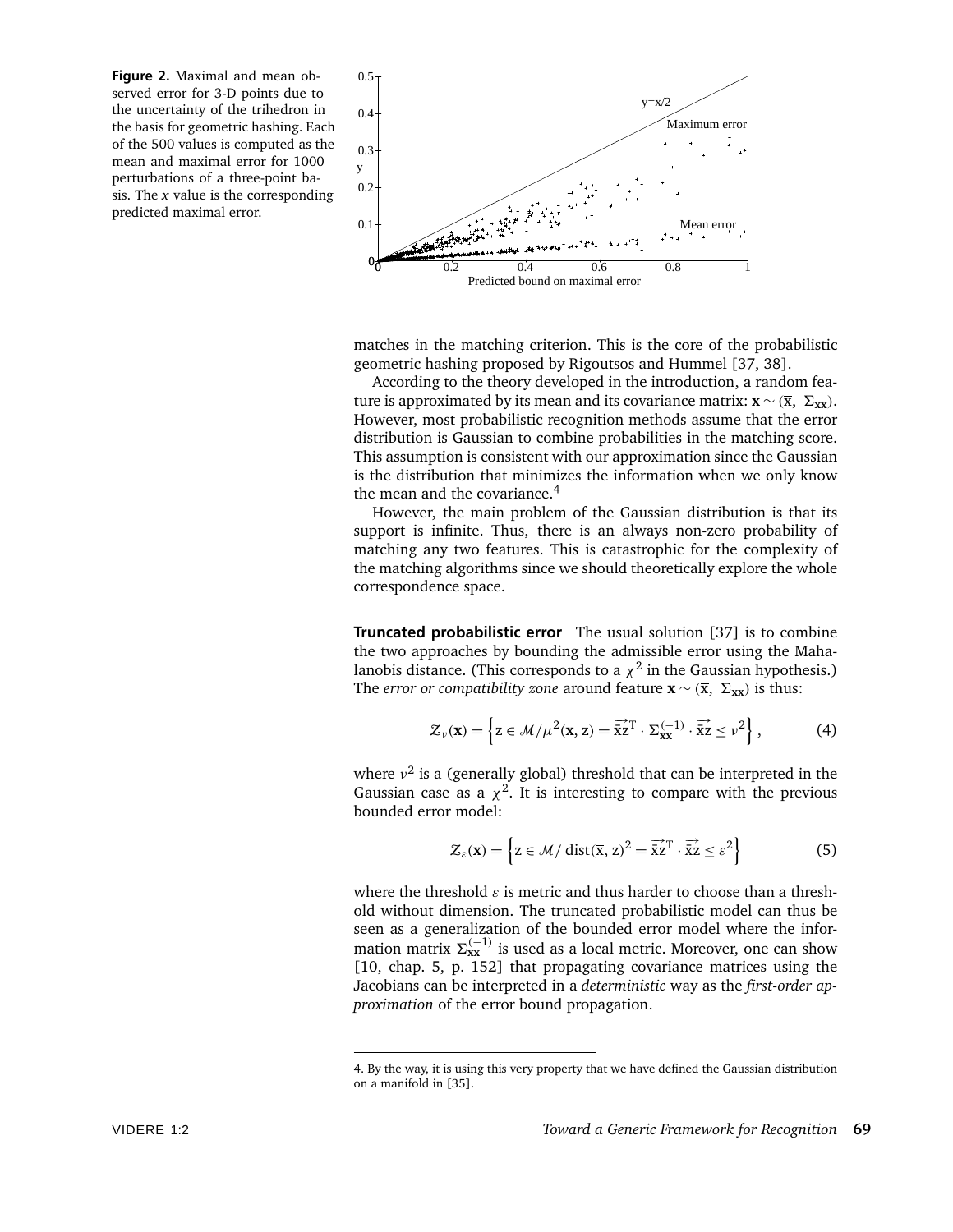**Figure 2.** Maximal and mean observed error for 3-D points due to the uncertainty of the trihedron in the basis for geometric hashing. Each of the 500 values is computed as the mean and maximal error for 1000 perturbations of a three-point basis. The $x$ value is the corresponding predicted maximal error.

matches in the matching criterion. This is the core of the probabilistic geometric hashing proposed by Rigoutsos and Hummel [37, 38].

According to the theory developed in the introduction, a random feature is approximated by its mean and its covariance matrix: $\mathbf{x} \sim (\bar{\mathrm{x}},\ \Sigma_{\mathbf{xx}})$. However, most probabilistic recognition methods assume that the error distribution is Gaussian to combine probabilities in the matching score. This assumption is consistent with our approximation since the Gaussian is the distribution that minimizes the information when we only know the mean and the covariance.[4]

However, the main problem of the Gaussian distribution is that its support is infinite. Thus, there is an always non-zero probability of matching any two features. This is catastrophic for the complexity of the matching algorithms since we should theoretically explore the whole correspondence space.

**Truncated probabilistic error** The usual solution [37] is to combine the two approaches by bounding the admissible error using the Mahalanobis distance. (This corresponds to a $\chi^2$ in the Gaussian hypothesis.) The *error or compatibility zone* around feature $\mathbf{x} \sim (\bar{\mathrm{x}},\ \Sigma_{\mathbf{xx}})$ is thus:

$$\mathcal{Z}_\nu(\mathbf{x}) = \left\{ \mathrm{z} \in \mathcal{M} / \mu^2(\mathbf{x}, \mathrm{z}) = \overrightarrow{\bar{\mathrm{x}}\mathrm{z}}^{\mathrm{T}} \cdot \Sigma_{\mathbf{xx}}^{(-1)} \cdot \overrightarrow{\bar{\mathrm{x}}\mathrm{z}} \leq \nu^2 \right\}, \tag{4}$$

where $\nu^2$ is a (generally global) threshold that can be interpreted in the Gaussian case as a $\chi^2$. It is interesting to compare with the previous bounded error model:

$$\mathcal{Z}_\varepsilon(\mathbf{x}) = \left\{ \mathrm{z} \in \mathcal{M} /\ \mathrm{dist}(\bar{\mathrm{x}}, \mathrm{z})^2 = \overrightarrow{\bar{\mathrm{x}}\mathrm{z}}^{\mathrm{T}} \cdot \overrightarrow{\bar{\mathrm{x}}\mathrm{z}} \leq \varepsilon^2 \right\} \tag{5}$$

where the threshold $\varepsilon$ is metric and thus harder to choose than a threshold without dimension. The truncated probabilistic model can thus be seen as a generalization of the bounded error model where the information matrix $\Sigma_{\mathbf{xx}}^{(-1)}$ is used as a local metric. Moreover, one can show [10, chap. 5, p. 152] that propagating covariance matrices using the Jacobians can be interpreted in a *deterministic* way as the *first-order approximation* of the error bound propagation.

---

4. By the way, it is using this very property that we have defined the Gaussian distribution on a manifold in [35].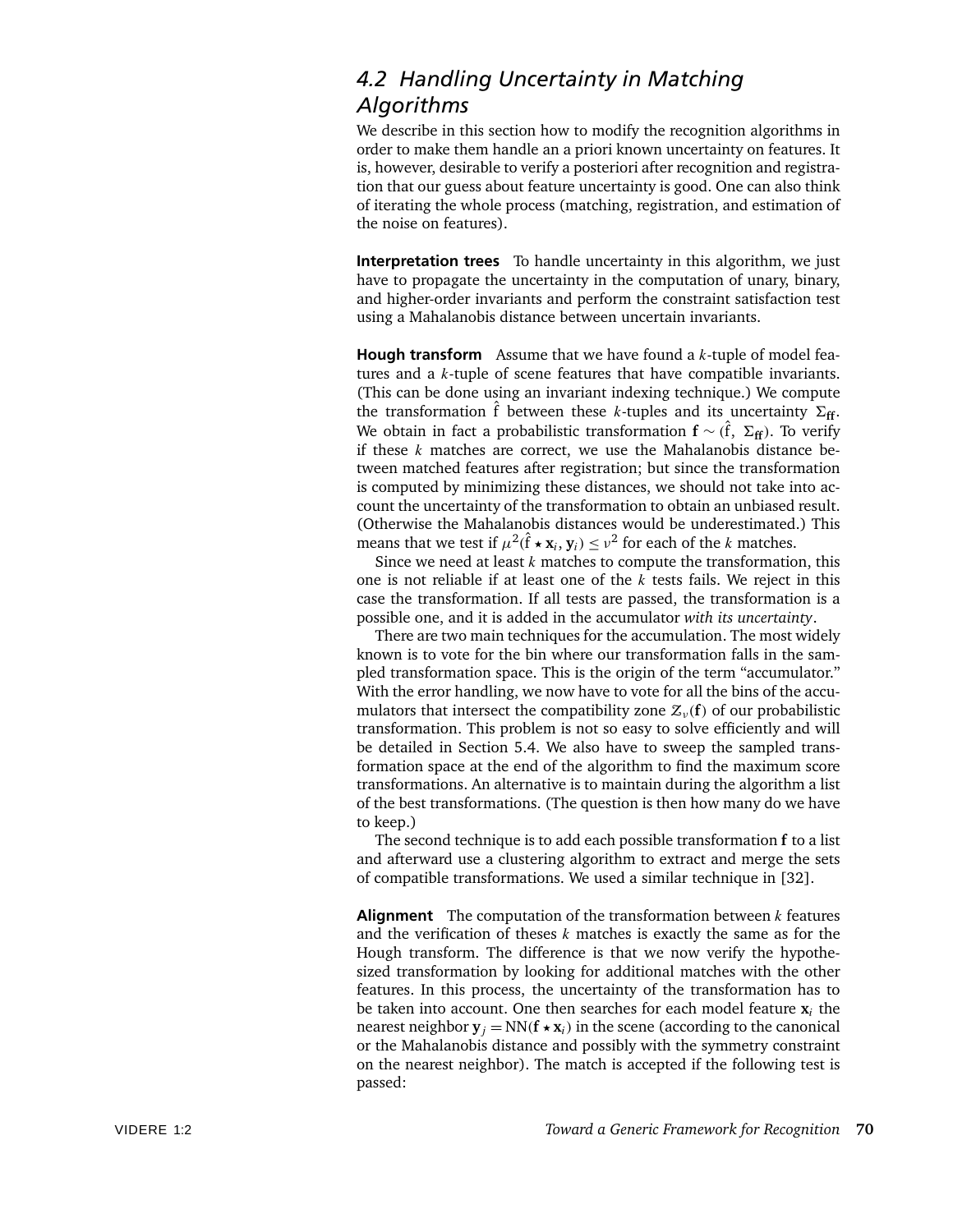## 4.2 Handling Uncertainty in Matching Algorithms

We describe in this section how to modify the recognition algorithms in order to make them handle an a priori known uncertainty on features. It is, however, desirable to verify a posteriori after recognition and registration that our guess about feature uncertainty is good. One can also think of iterating the whole process (matching, registration, and estimation of the noise on features).

**Interpretation trees** To handle uncertainty in this algorithm, we just have to propagate the uncertainty in the computation of unary, binary, and higher-order invariants and perform the constraint satisfaction test using a Mahalanobis distance between uncertain invariants.

**Hough transform** Assume that we have found a $k$-tuple of model features and a $k$-tuple of scene features that have compatible invariants. (This can be done using an invariant indexing technique.) We compute the transformation $\hat{f}$ between these $k$-tuples and its uncertainty $\Sigma_{\mathbf{ff}}$. We obtain in fact a probabilistic transformation $\mathbf{f} \sim (\hat{f},\ \Sigma_{\mathbf{ff}})$. To verify if these $k$ matches are correct, we use the Mahalanobis distance between matched features after registration; but since the transformation is computed by minimizing these distances, we should not take into account the uncertainty of the transformation to obtain an unbiased result. (Otherwise the Mahalanobis distances would be underestimated.) This means that we test if $\mu^2(\hat{f} \star \mathbf{x}_i, \mathbf{y}_i) \leq \nu^2$ for each of the $k$ matches.

Since we need at least $k$ matches to compute the transformation, this one is not reliable if at least one of the $k$ tests fails. We reject in this case the transformation. If all tests are passed, the transformation is a possible one, and it is added in the accumulator *with its uncertainty*.

There are two main techniques for the accumulation. The most widely known is to vote for the bin where our transformation falls in the sampled transformation space. This is the origin of the term "accumulator." With the error handling, we now have to vote for all the bins of the accumulators that intersect the compatibility zone $\mathcal{Z}_\nu(\mathbf{f})$ of our probabilistic transformation. This problem is not so easy to solve efficiently and will be detailed in Section 5.4. We also have to sweep the sampled transformation space at the end of the algorithm to find the maximum score transformations. An alternative is to maintain during the algorithm a list of the best transformations. (The question is then how many do we have to keep.)

The second technique is to add each possible transformation $\mathbf{f}$ to a list and afterward use a clustering algorithm to extract and merge the sets of compatible transformations. We used a similar technique in [32].

**Alignment** The computation of the transformation between $k$ features and the verification of theses $k$ matches is exactly the same as for the Hough transform. The difference is that we now verify the hypothesized transformation by looking for additional matches with the other features. In this process, the uncertainty of the transformation has to be taken into account. One then searches for each model feature $\mathbf{x}_i$ the nearest neighbor $\mathbf{y}_j = \text{NN}(\mathbf{f} \star \mathbf{x}_i)$ in the scene (according to the canonical or the Mahalanobis distance and possibly with the symmetry constraint on the nearest neighbor). The match is accepted if the following test is passed: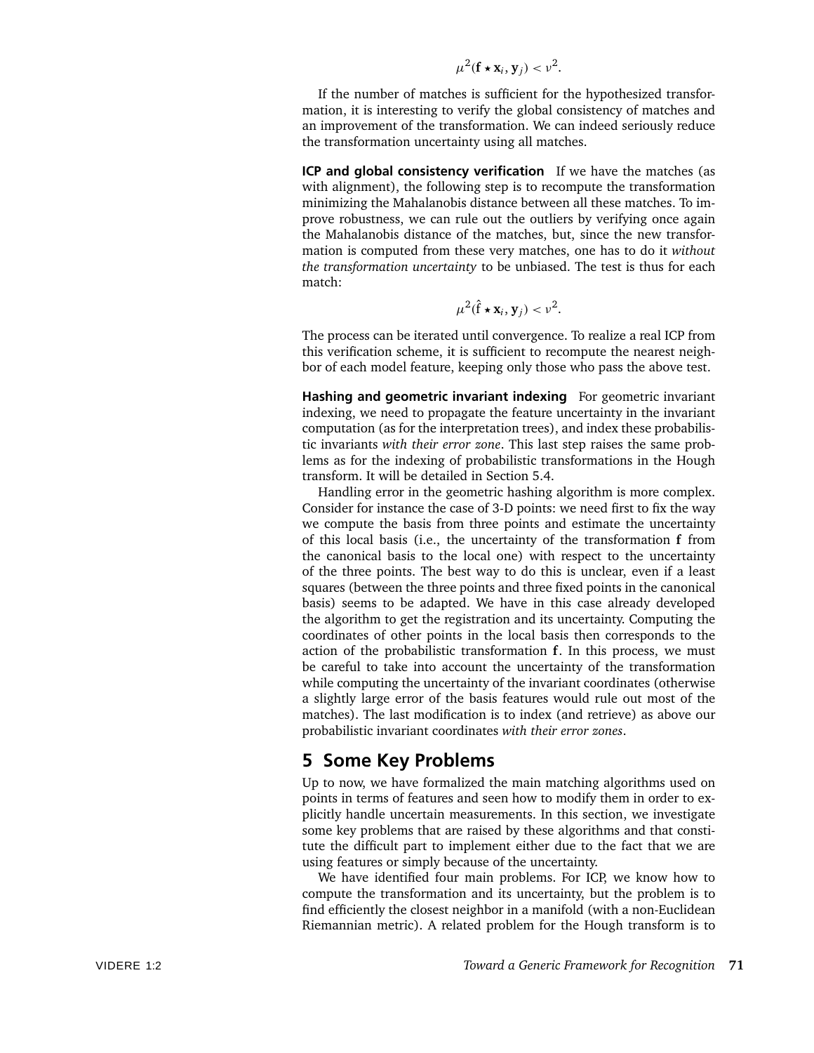$$\mu^2(\mathbf{f} \star \mathbf{x}_i, \mathbf{y}_j) < \nu^2.$$

If the number of matches is sufficient for the hypothesized transformation, it is interesting to verify the global consistency of matches and an improvement of the transformation. We can indeed seriously reduce the transformation uncertainty using all matches.

**ICP and global consistency verification** If we have the matches (as with alignment), the following step is to recompute the transformation minimizing the Mahalanobis distance between all these matches. To improve robustness, we can rule out the outliers by verifying once again the Mahalanobis distance of the matches, but, since the new transformation is computed from these very matches, one has to do it *without the transformation uncertainty* to be unbiased. The test is thus for each match:

$$\mu^2(\hat{\mathrm{f}} \star \mathbf{x}_i, \mathbf{y}_j) < \nu^2.$$

The process can be iterated until convergence. To realize a real ICP from this verification scheme, it is sufficient to recompute the nearest neighbor of each model feature, keeping only those who pass the above test.

**Hashing and geometric invariant indexing** For geometric invariant indexing, we need to propagate the feature uncertainty in the invariant computation (as for the interpretation trees), and index these probabilistic invariants *with their error zone*. This last step raises the same problems as for the indexing of probabilistic transformations in the Hough transform. It will be detailed in Section 5.4.

Handling error in the geometric hashing algorithm is more complex. Consider for instance the case of 3-D points: we need first to fix the way we compute the basis from three points and estimate the uncertainty of this local basis (i.e., the uncertainty of the transformation $\mathbf{f}$ from the canonical basis to the local one) with respect to the uncertainty of the three points. The best way to do this is unclear, even if a least squares (between the three points and three fixed points in the canonical basis) seems to be adapted. We have in this case already developed the algorithm to get the registration and its uncertainty. Computing the coordinates of other points in the local basis then corresponds to the action of the probabilistic transformation $\mathbf{f}$. In this process, we must be careful to take into account the uncertainty of the transformation while computing the uncertainty of the invariant coordinates (otherwise a slightly large error of the basis features would rule out most of the matches). The last modification is to index (and retrieve) as above our probabilistic invariant coordinates *with their error zones*.

# 5 Some Key Problems

Up to now, we have formalized the main matching algorithms used on points in terms of features and seen how to modify them in order to explicitly handle uncertain measurements. In this section, we investigate some key problems that are raised by these algorithms and that constitute the difficult part to implement either due to the fact that we are using features or simply because of the uncertainty.

We have identified four main problems. For ICP, we know how to compute the transformation and its uncertainty, but the problem is to find efficiently the closest neighbor in a manifold (with a non-Euclidean Riemannian metric). A related problem for the Hough transform is to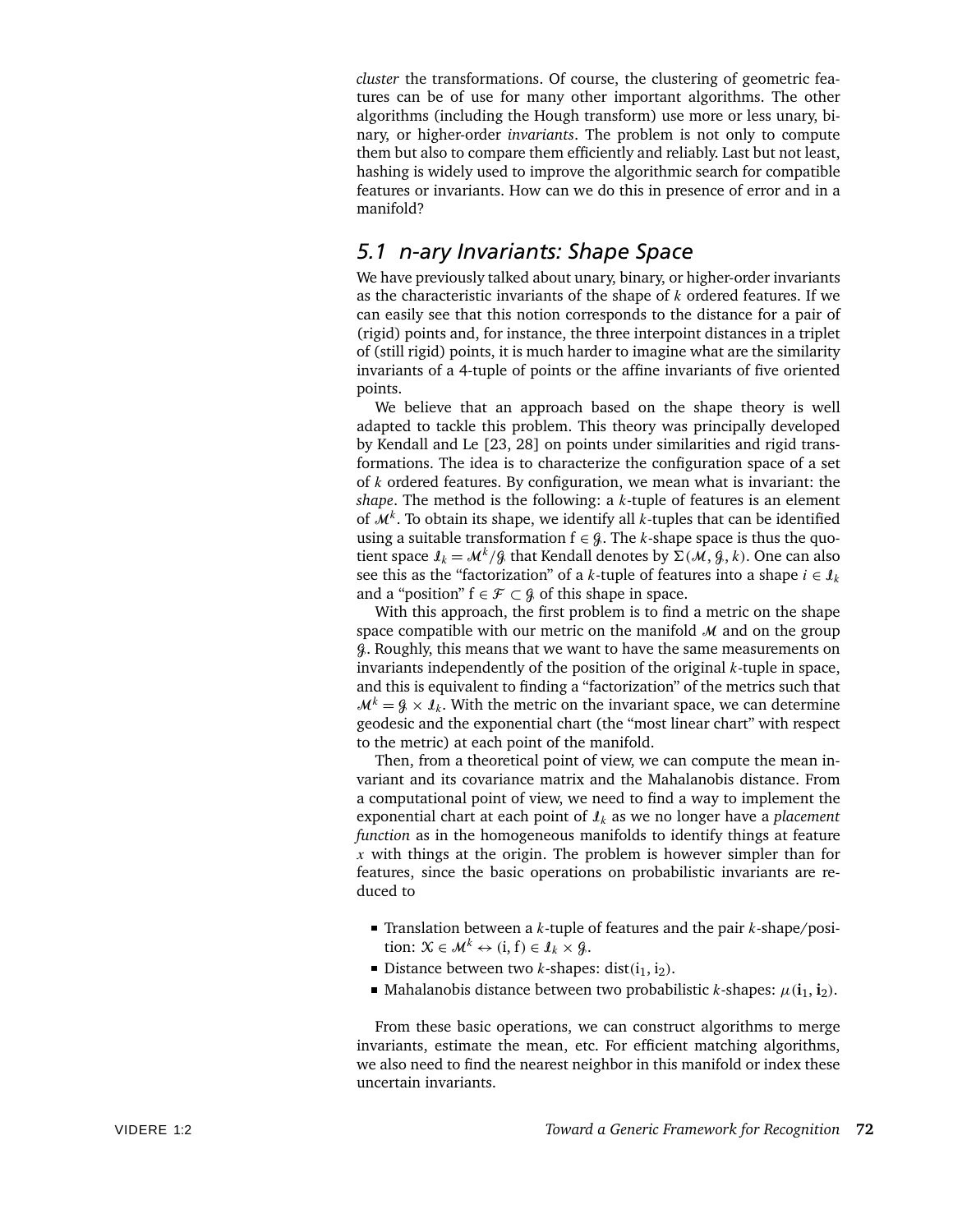*cluster* the transformations. Of course, the clustering of geometric features can be of use for many other important algorithms. The other algorithms (including the Hough transform) use more or less unary, binary, or higher-order *invariants*. The problem is not only to compute them but also to compare them efficiently and reliably. Last but not least, hashing is widely used to improve the algorithmic search for compatible features or invariants. How can we do this in presence of error and in a manifold?

## 5.1 n-ary Invariants: Shape Space

We have previously talked about unary, binary, or higher-order invariants as the characteristic invariants of the shape of $k$ ordered features. If we can easily see that this notion corresponds to the distance for a pair of (rigid) points and, for instance, the three interpoint distances in a triplet of (still rigid) points, it is much harder to imagine what are the similarity invariants of a 4-tuple of points or the affine invariants of five oriented points.

We believe that an approach based on the shape theory is well adapted to tackle this problem. This theory was principally developed by Kendall and Le [23, 28] on points under similarities and rigid transformations. The idea is to characterize the configuration space of a set of $k$ ordered features. By configuration, we mean what is invariant: the *shape*. The method is the following: a $k$-tuple of features is an element of $\mathcal{M}^k$. To obtain its shape, we identify all $k$-tuples that can be identified using a suitable transformation $f \in \mathcal{G}$. The $k$-shape space is thus the quotient space $\mathcal{I}_k = \mathcal{M}^k / \mathcal{G}$ that Kendall denotes by $\Sigma(\mathcal{M}, \mathcal{G}, k)$. One can also see this as the "factorization" of a $k$-tuple of features into a shape $i \in \mathcal{I}_k$ and a "position" $f \in \mathcal{F} \subset \mathcal{G}$ of this shape in space.

With this approach, the first problem is to find a metric on the shape space compatible with our metric on the manifold $\mathcal{M}$ and on the group $\mathcal{G}$. Roughly, this means that we want to have the same measurements on invariants independently of the position of the original $k$-tuple in space, and this is equivalent to finding a "factorization" of the metrics such that $\mathcal{M}^k = \mathcal{G} \times \mathcal{I}_k$. With the metric on the invariant space, we can determine geodesic and the exponential chart (the "most linear chart" with respect to the metric) at each point of the manifold.

Then, from a theoretical point of view, we can compute the mean invariant and its covariance matrix and the Mahalanobis distance. From a computational point of view, we need to find a way to implement the exponential chart at each point of $\mathcal{I}_k$ as we no longer have a *placement function* as in the homogeneous manifolds to identify things at feature $x$ with things at the origin. The problem is however simpler than for features, since the basic operations on probabilistic invariants are reduced to

- Translation between a $k$-tuple of features and the pair $k$-shape/position: $\mathcal{X} \in \mathcal{M}^k \leftrightarrow (i, f) \in \mathcal{I}_k \times \mathcal{G}$.
- Distance between two $k$-shapes: $\text{dist}(i_1, i_2)$.
- Mahalanobis distance between two probabilistic $k$-shapes: $\mu(\mathbf{i}_1, \mathbf{i}_2)$.

From these basic operations, we can construct algorithms to merge invariants, estimate the mean, etc. For efficient matching algorithms, we also need to find the nearest neighbor in this manifold or index these uncertain invariants.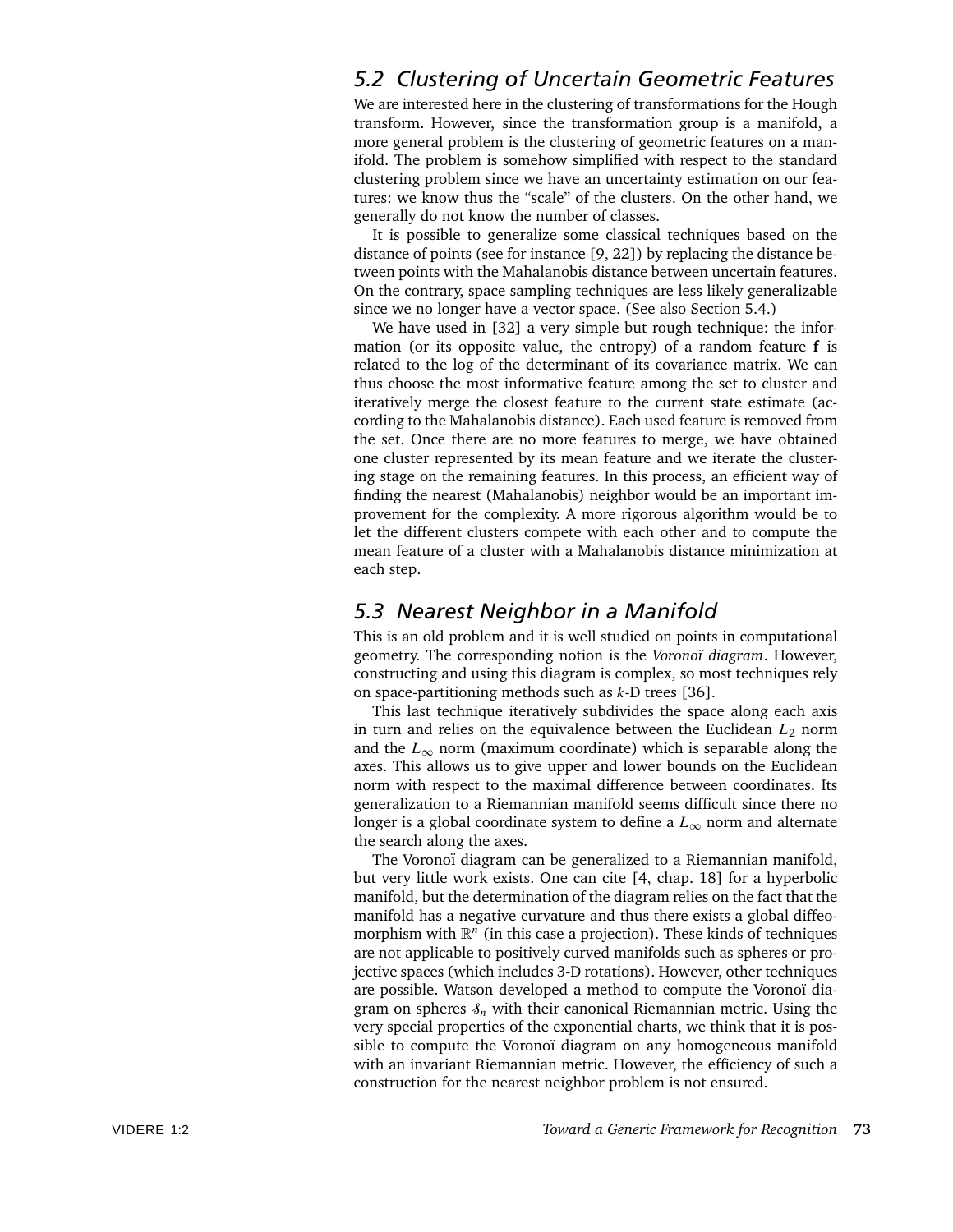## 5.2 Clustering of Uncertain Geometric Features

We are interested here in the clustering of transformations for the Hough transform. However, since the transformation group is a manifold, a more general problem is the clustering of geometric features on a manifold. The problem is somehow simplified with respect to the standard clustering problem since we have an uncertainty estimation on our features: we know thus the "scale" of the clusters. On the other hand, we generally do not know the number of classes.

It is possible to generalize some classical techniques based on the distance of points (see for instance [9, 22]) by replacing the distance between points with the Mahalanobis distance between uncertain features. On the contrary, space sampling techniques are less likely generalizable since we no longer have a vector space. (See also Section 5.4.)

We have used in [32] a very simple but rough technique: the information (or its opposite value, the entropy) of a random feature $\mathbf{f}$ is related to the log of the determinant of its covariance matrix. We can thus choose the most informative feature among the set to cluster and iteratively merge the closest feature to the current state estimate (according to the Mahalanobis distance). Each used feature is removed from the set. Once there are no more features to merge, we have obtained one cluster represented by its mean feature and we iterate the clustering stage on the remaining features. In this process, an efficient way of finding the nearest (Mahalanobis) neighbor would be an important improvement for the complexity. A more rigorous algorithm would be to let the different clusters compete with each other and to compute the mean feature of a cluster with a Mahalanobis distance minimization at each step.

## 5.3 Nearest Neighbor in a Manifold

This is an old problem and it is well studied on points in computational geometry. The corresponding notion is the *Voronoï diagram*. However, constructing and using this diagram is complex, so most techniques rely on space-partitioning methods such as $k$-D trees [36].

This last technique iteratively subdivides the space along each axis in turn and relies on the equivalence between the Euclidean $L_2$ norm and the $L_\infty$ norm (maximum coordinate) which is separable along the axes. This allows us to give upper and lower bounds on the Euclidean norm with respect to the maximal difference between coordinates. Its generalization to a Riemannian manifold seems difficult since there no longer is a global coordinate system to define a $L_\infty$ norm and alternate the search along the axes.

The Voronoï diagram can be generalized to a Riemannian manifold, but very little work exists. One can cite [4, chap. 18] for a hyperbolic manifold, but the determination of the diagram relies on the fact that the manifold has a negative curvature and thus there exists a global diffeomorphism with $\mathbb{R}^n$ (in this case a projection). These kinds of techniques are not applicable to positively curved manifolds such as spheres or projective spaces (which includes 3-D rotations). However, other techniques are possible. Watson developed a method to compute the Voronoï diagram on spheres $\mathcal{S}_n$ with their canonical Riemannian metric. Using the very special properties of the exponential charts, we think that it is possible to compute the Voronoï diagram on any homogeneous manifold with an invariant Riemannian metric. However, the efficiency of such a construction for the nearest neighbor problem is not ensured.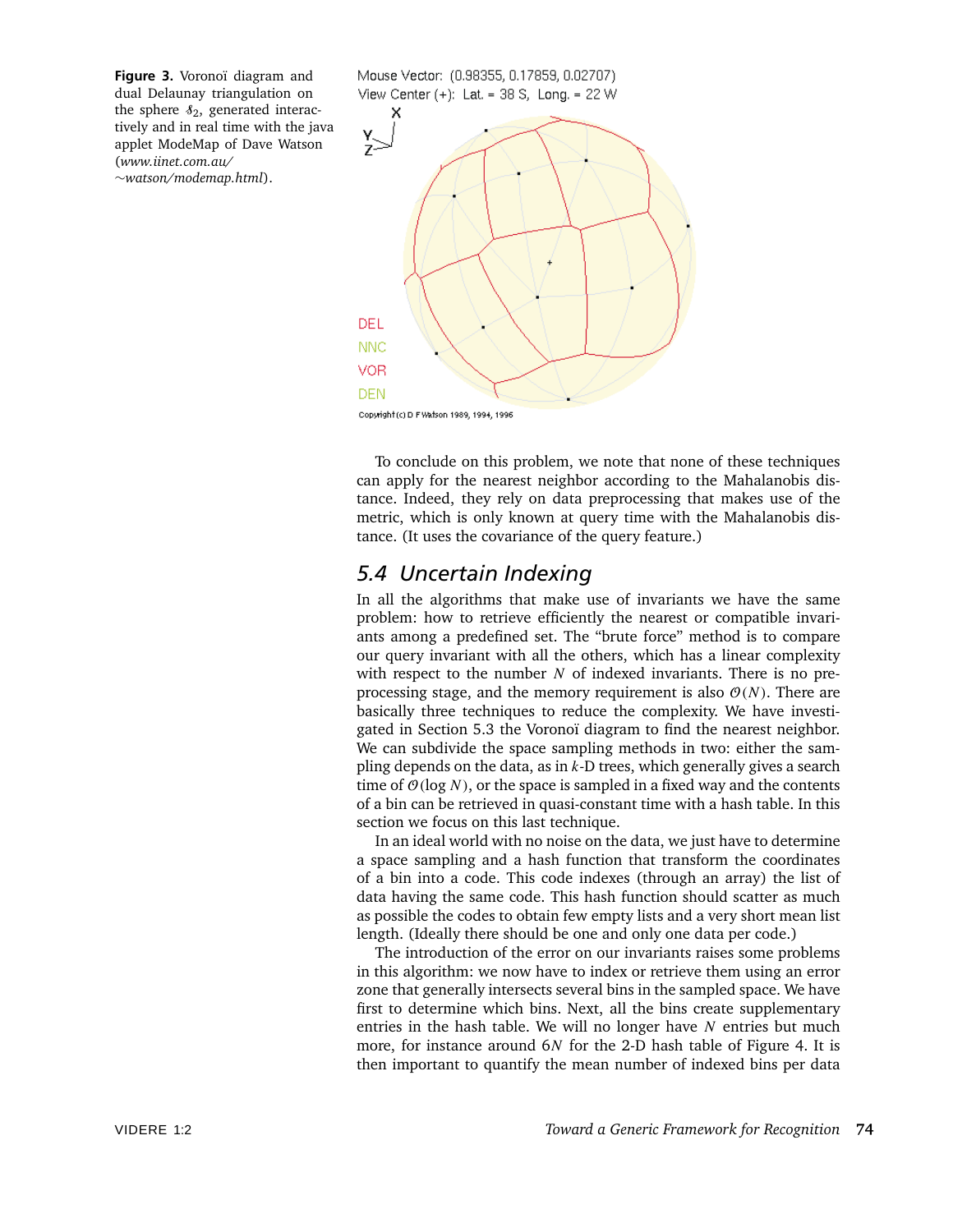**Figure 3.** Voronoï diagram and dual Delaunay triangulation on the sphere $\mathcal{S}_2$, generated interactively and in real time with the java applet ModeMap of Dave Watson (*www.iinet.com.au/~watson/modemap.html*).

To conclude on this problem, we note that none of these techniques can apply for the nearest neighbor according to the Mahalanobis distance. Indeed, they rely on data preprocessing that makes use of the metric, which is only known at query time with the Mahalanobis distance. (It uses the covariance of the query feature.)

## 5.4 Uncertain Indexing

In all the algorithms that make use of invariants we have the same problem: how to retrieve efficiently the nearest or compatible invariants among a predefined set. The "brute force" method is to compare our query invariant with all the others, which has a linear complexity with respect to the number $N$ of indexed invariants. There is no preprocessing stage, and the memory requirement is also $\mathcal{O}(N)$. There are basically three techniques to reduce the complexity. We have investigated in Section 5.3 the Voronoï diagram to find the nearest neighbor. We can subdivide the space sampling methods in two: either the sampling depends on the data, as in $k$-D trees, which generally gives a search time of $\mathcal{O}(\log N)$, or the space is sampled in a fixed way and the contents of a bin can be retrieved in quasi-constant time with a hash table. In this section we focus on this last technique.

In an ideal world with no noise on the data, we just have to determine a space sampling and a hash function that transform the coordinates of a bin into a code. This code indexes (through an array) the list of data having the same code. This hash function should scatter as much as possible the codes to obtain few empty lists and a very short mean list length. (Ideally there should be one and only one data per code.)

The introduction of the error on our invariants raises some problems in this algorithm: we now have to index or retrieve them using an error zone that generally intersects several bins in the sampled space. We have first to determine which bins. Next, all the bins create supplementary entries in the hash table. We will no longer have $N$ entries but much more, for instance around $6N$ for the 2-D hash table of Figure 4. It is then important to quantify the mean number of indexed bins per data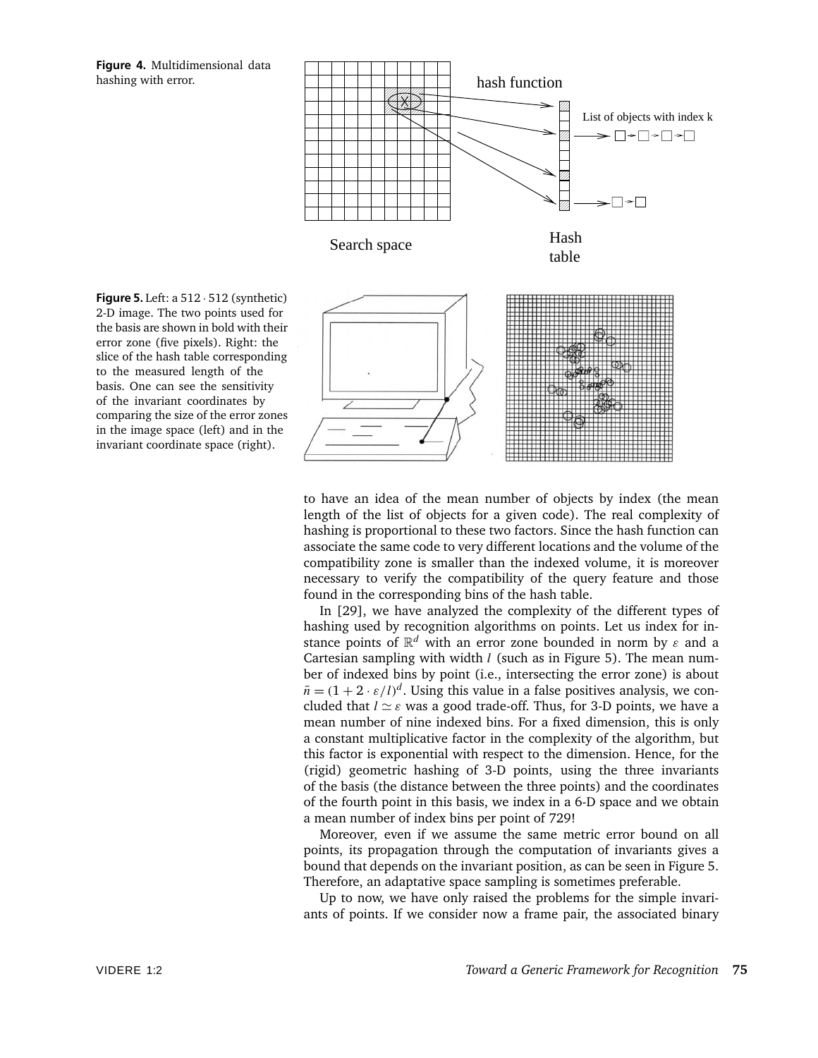**Figure 4.** Multidimensional data hashing with error.

**Figure 5.** Left: a $512 \cdot 512$ (synthetic) 2-D image. The two points used for the basis are shown in bold with their error zone (five pixels). Right: the slice of the hash table corresponding to the measured length of the basis. One can see the sensitivity of the invariant coordinates by comparing the size of the error zones in the image space (left) and in the invariant coordinate space (right).

to have an idea of the mean number of objects by index (the mean length of the list of objects for a given code). The real complexity of hashing is proportional to these two factors. Since the hash function can associate the same code to very different locations and the volume of the compatibility zone is smaller than the indexed volume, it is moreover necessary to verify the compatibility of the query feature and those found in the corresponding bins of the hash table.

In [29], we have analyzed the complexity of the different types of hashing used by recognition algorithms on points. Let us index for instance points of $\mathbb{R}^d$ with an error zone bounded in norm by $\varepsilon$ and a Cartesian sampling with width $l$ (such as in Figure 5). The mean number of indexed bins by point (i.e., intersecting the error zone) is about $\bar{n} = (1 + 2 \cdot \varepsilon / l)^d$. Using this value in a false positives analysis, we concluded that $l \simeq \varepsilon$ was a good trade-off. Thus, for 3-D points, we have a mean number of nine indexed bins. For a fixed dimension, this is only a constant multiplicative factor in the complexity of the algorithm, but this factor is exponential with respect to the dimension. Hence, for the (rigid) geometric hashing of 3-D points, using the three invariants of the basis (the distance between the three points) and the coordinates of the fourth point in this basis, we index in a 6-D space and we obtain a mean number of index bins per point of 729!

Moreover, even if we assume the same metric error bound on all points, its propagation through the computation of invariants gives a bound that depends on the invariant position, as can be seen in Figure 5. Therefore, an adaptative space sampling is sometimes preferable.

Up to now, we have only raised the problems for the simple invariants of points. If we consider now a frame pair, the associated binary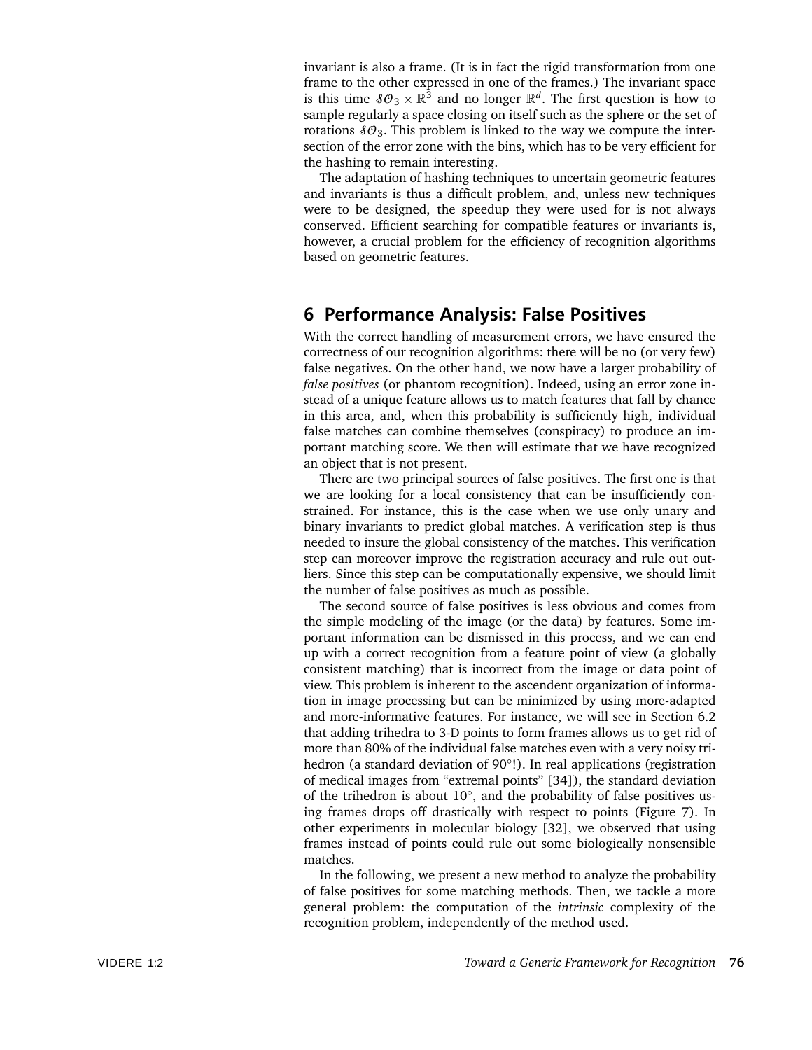invariant is also a frame. (It is in fact the rigid transformation from one frame to the other expressed in one of the frames.) The invariant space is this time $\mathcal{SO}_3 \times \mathbb{R}^3$ and no longer $\mathbb{R}^d$. The first question is how to sample regularly a space closing on itself such as the sphere or the set of rotations $\mathcal{SO}_3$. This problem is linked to the way we compute the intersection of the error zone with the bins, which has to be very efficient for the hashing to remain interesting.

The adaptation of hashing techniques to uncertain geometric features and invariants is thus a difficult problem, and, unless new techniques were to be designed, the speedup they were used for is not always conserved. Efficient searching for compatible features or invariants is, however, a crucial problem for the efficiency of recognition algorithms based on geometric features.

## 6 Performance Analysis: False Positives

With the correct handling of measurement errors, we have ensured the correctness of our recognition algorithms: there will be no (or very few) false negatives. On the other hand, we now have a larger probability of *false positives* (or phantom recognition). Indeed, using an error zone instead of a unique feature allows us to match features that fall by chance in this area, and, when this probability is sufficiently high, individual false matches can combine themselves (conspiracy) to produce an important matching score. We then will estimate that we have recognized an object that is not present.

There are two principal sources of false positives. The first one is that we are looking for a local consistency that can be insufficiently constrained. For instance, this is the case when we use only unary and binary invariants to predict global matches. A verification step is thus needed to insure the global consistency of the matches. This verification step can moreover improve the registration accuracy and rule out outliers. Since this step can be computationally expensive, we should limit the number of false positives as much as possible.

The second source of false positives is less obvious and comes from the simple modeling of the image (or the data) by features. Some important information can be dismissed in this process, and we can end up with a correct recognition from a feature point of view (a globally consistent matching) that is incorrect from the image or data point of view. This problem is inherent to the ascendent organization of information in image processing but can be minimized by using more-adapted and more-informative features. For instance, we will see in Section 6.2 that adding trihedra to 3-D points to form frames allows us to get rid of more than 80% of the individual false matches even with a very noisy trihedron (a standard deviation of 90°!). In real applications (registration of medical images from "extremal points" [34]), the standard deviation of the trihedron is about 10°, and the probability of false positives using frames drops off drastically with respect to points (Figure 7). In other experiments in molecular biology [32], we observed that using frames instead of points could rule out some biologically nonsensible matches.

In the following, we present a new method to analyze the probability of false positives for some matching methods. Then, we tackle a more general problem: the computation of the *intrinsic* complexity of the recognition problem, independently of the method used.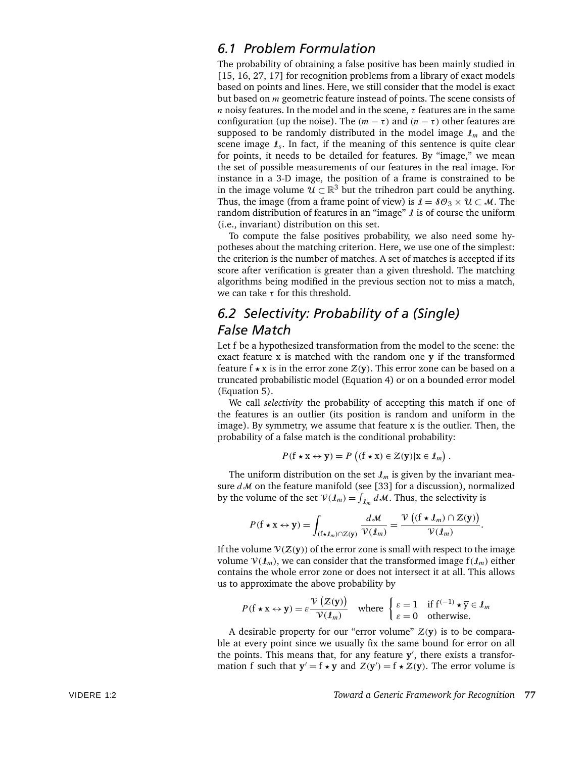## 6.1 Problem Formulation

The probability of obtaining a false positive has been mainly studied in [15, 16, 27, 17] for recognition problems from a library of exact models based on points and lines. Here, we still consider that the model is exact but based on $m$ geometric feature instead of points. The scene consists of $n$ noisy features. In the model and in the scene, $\tau$ features are in the same configuration (up the noise). The $(m-\tau)$ and $(n-\tau)$ other features are supposed to be randomly distributed in the model image $\mathcal{I}_m$ and the scene image $\mathcal{I}_s$. In fact, if the meaning of this sentence is quite clear for points, it needs to be detailed for features. By "image," we mean the set of possible measurements of our features in the real image. For instance in a 3-D image, the position of a frame is constrained to be in the image volume $\mathcal{U} \subset \mathbb{R}^3$ but the trihedron part could be anything. Thus, the image (from a frame point of view) is $\mathcal{I} = \mathcal{SO}_3 \times \mathcal{U} \subset \mathcal{M}$. The random distribution of features in an "image" $\mathcal{I}$ is of course the uniform (i.e., invariant) distribution on this set.

To compute the false positives probability, we also need some hypotheses about the matching criterion. Here, we use one of the simplest: the criterion is the number of matches. A set of matches is accepted if its score after verification is greater than a given threshold. The matching algorithms being modified in the previous section not to miss a match, we can take $\tau$ for this threshold.

## 6.2 Selectivity: Probability of a (Single) False Match

Let f be a hypothesized transformation from the model to the scene: the exact feature x is matched with the random one $\mathbf{y}$ if the transformed feature $\mathrm{f} \star \mathrm{x}$ is in the error zone $\mathcal{Z}(\mathbf{y})$. This error zone can be based on a truncated probabilistic model (Equation 4) or on a bounded error model (Equation 5).

We call *selectivity* the probability of accepting this match if one of the features is an outlier (its position is random and uniform in the image). By symmetry, we assume that feature x is the outlier. Then, the probability of a false match is the conditional probability:

$$P(\mathrm{f} \star \mathrm{x} \leftrightarrow \mathbf{y}) = P\left( (\mathrm{f} \star \mathrm{x}) \in \mathcal{Z}(\mathbf{y}) | \mathrm{x} \in \mathcal{I}_m \right).$$

The uniform distribution on the set $\mathcal{I}_m$ is given by the invariant measure $d\mathcal{M}$ on the feature manifold (see [33] for a discussion), normalized by the volume of the set $\mathcal{V}(\mathcal{I}_m) = \int_{\mathcal{I}_m} d\mathcal{M}$. Thus, the selectivity is

$$P(\mathrm{f} \star \mathrm{x} \leftrightarrow \mathbf{y}) = \int_{(\mathrm{f} \star \mathcal{I}_m) \cap \mathcal{Z}(\mathbf{y})} \frac{d\mathcal{M}}{\mathcal{V}(\mathcal{I}_m)} = \frac{\mathcal{V}\left( (\mathrm{f} \star \mathcal{I}_m) \cap \mathcal{Z}(\mathbf{y}) \right)}{\mathcal{V}(\mathcal{I}_m)}.$$

If the volume $\mathcal{V}(\mathcal{Z}(\mathbf{y}))$ of the error zone is small with respect to the image volume $\mathcal{V}(\mathcal{I}_m)$, we can consider that the transformed image $\mathrm{f}(\mathcal{I}_m)$ either contains the whole error zone or does not intersect it at all. This allows us to approximate the above probability by

$$P(\mathrm{f} \star \mathrm{x} \leftrightarrow \mathbf{y}) = \varepsilon \frac{\mathcal{V}\left(\mathcal{Z}(\mathbf{y})\right)}{\mathcal{V}(\mathcal{I}_m)} \quad \text{where} \quad \begin{cases} \varepsilon = 1 & \text{if } \mathrm{f}^{(-1)} \star \bar{\mathbf{y}} \in \mathcal{I}_m \\ \varepsilon = 0 & \text{otherwise.} \end{cases}$$

A desirable property for our "error volume" $\mathcal{Z}(\mathbf{y})$ is to be comparable at every point since we usually fix the same bound for error on all the points. This means that, for any feature $\mathbf{y}'$, there exists a transformation f such that $\mathbf{y}' = \mathrm{f} \star \mathbf{y}$ and $Z(\mathbf{y}') = \mathrm{f} \star \mathcal{Z}(\mathbf{y})$. The error volume is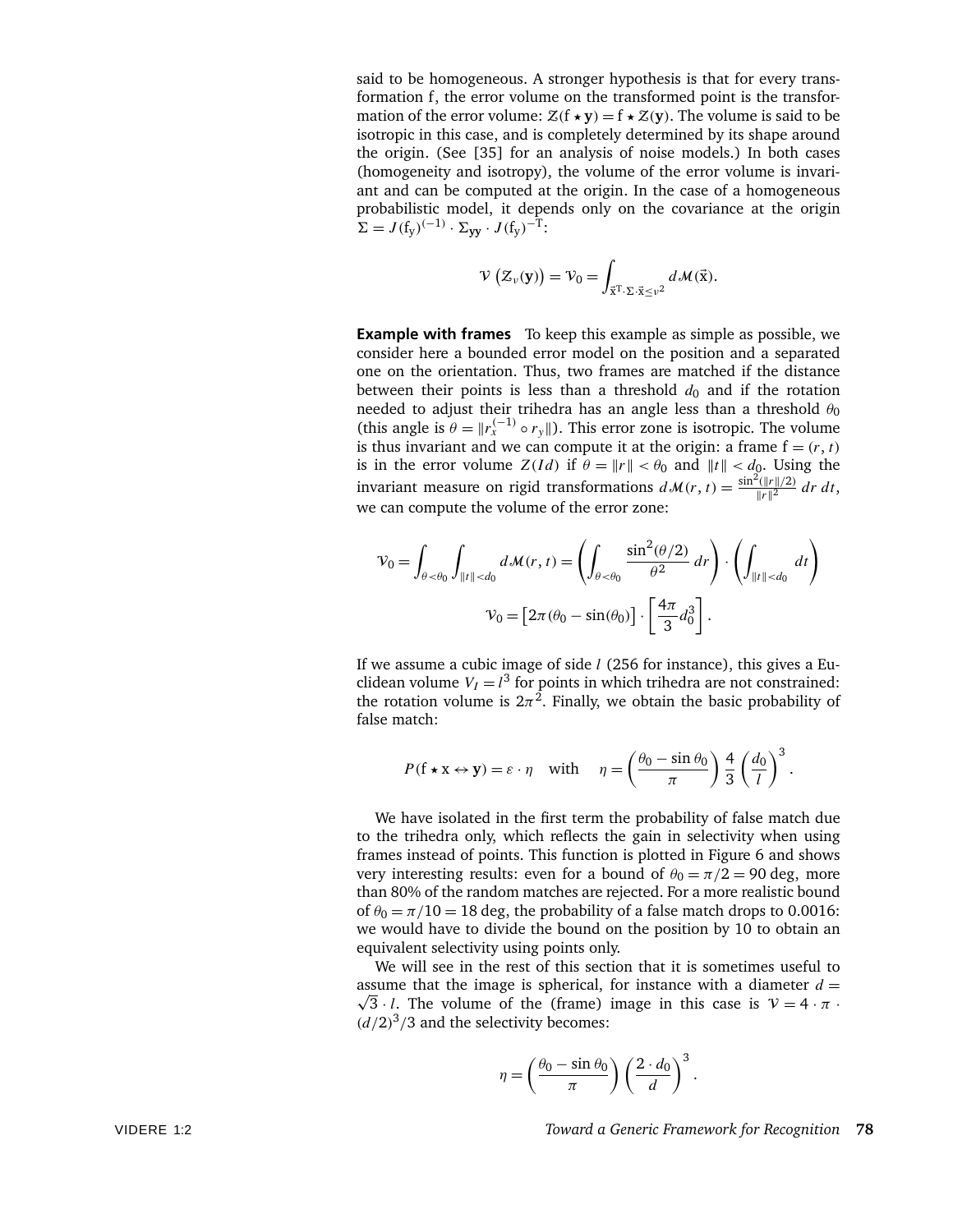said to be homogeneous. A stronger hypothesis is that for every transformation f, the error volume on the transformed point is the transformation of the error volume: $\mathcal{Z}(\mathrm{f} \star \mathbf{y}) = \mathrm{f} \star \mathcal{Z}(\mathbf{y})$. The volume is said to be isotropic in this case, and is completely determined by its shape around the origin. (See [35] for an analysis of noise models.) In both cases (homogeneity and isotropy), the volume of the error volume is invariant and can be computed at the origin. In the case of a homogeneous probabilistic model, it depends only on the covariance at the origin $\Sigma = J(\mathrm{f_y})^{(-1)} \cdot \Sigma_{\mathbf{yy}} \cdot J(\mathrm{f_y})^{-\mathrm{T}}$:

$$\mathcal{V}\left(\mathcal{Z}_\nu(\mathbf{y})\right) = \mathcal{V}_0 = \int_{\vec{\mathrm{x}}^{\mathrm{T}} \cdot \Sigma \cdot \vec{\mathrm{x}} \leq \nu^2} d\mathcal{M}(\vec{\mathrm{x}}).$$

**Example with frames** To keep this example as simple as possible, we consider here a bounded error model on the position and a separated one on the orientation. Thus, two frames are matched if the distance between their points is less than a threshold $d_0$ and if the rotation needed to adjust their trihedra has an angle less than a threshold $\theta_0$ (this angle is $\theta = \|r_x^{(-1)} \circ r_y\|$). This error zone is isotropic. The volume is thus invariant and we can compute it at the origin: a frame $\mathrm{f} = (r, t)$ is in the error volume $Z(Id)$ if $\theta = \|r\| < \theta_0$ and $\|t\| < d_0$. Using the invariant measure on rigid transformations $d\mathcal{M}(r, t) = \frac{\sin^2(\|r\|/2)}{\|r\|^2}\, dr\, dt$, we can compute the volume of the error zone:

$$\mathcal{V}_0 = \int_{\theta < \theta_0} \int_{\|t\| < d_0} d\mathcal{M}(r, t) = \left( \int_{\theta < \theta_0} \frac{\sin^2(\theta/2)}{\theta^2}\, dr \right) \cdot \left( \int_{\|t\| < d_0} dt \right)$$

$$\mathcal{V}_0 = \left[ 2\pi(\theta_0 - \sin(\theta_0)) \right] \cdot \left[ \frac{4\pi}{3} d_0^3 \right].$$

If we assume a cubic image of side $l$ (256 for instance), this gives a Euclidean volume $V_I = l^3$ for points in which trihedra are not constrained: the rotation volume is $2\pi^2$. Finally, we obtain the basic probability of false match:

$$P(\mathrm{f} \star \mathrm{x} \leftrightarrow \mathbf{y}) = \varepsilon \cdot \eta \quad \text{with} \quad \eta = \left( \frac{\theta_0 - \sin\theta_0}{\pi} \right) \frac{4}{3} \left( \frac{d_0}{l} \right)^3.$$

We have isolated in the first term the probability of false match due to the trihedra only, which reflects the gain in selectivity when using frames instead of points. This function is plotted in Figure 6 and shows very interesting results: even for a bound of $\theta_0 = \pi/2 = 90$ deg, more than 80% of the random matches are rejected. For a more realistic bound of $\theta_0 = \pi/10 = 18$ deg, the probability of a false match drops to 0.0016: we would have to divide the bound on the position by 10 to obtain an equivalent selectivity using points only.

We will see in the rest of this section that it is sometimes useful to assume that the image is spherical, for instance with a diameter $d = \sqrt{3} \cdot l$. The volume of the (frame) image in this case is $\mathcal{V} = 4 \cdot \pi \cdot (d/2)^3/3$ and the selectivity becomes:

$$\eta = \left( \frac{\theta_0 - \sin\theta_0}{\pi} \right) \left( \frac{2 \cdot d_0}{d} \right)^3.$$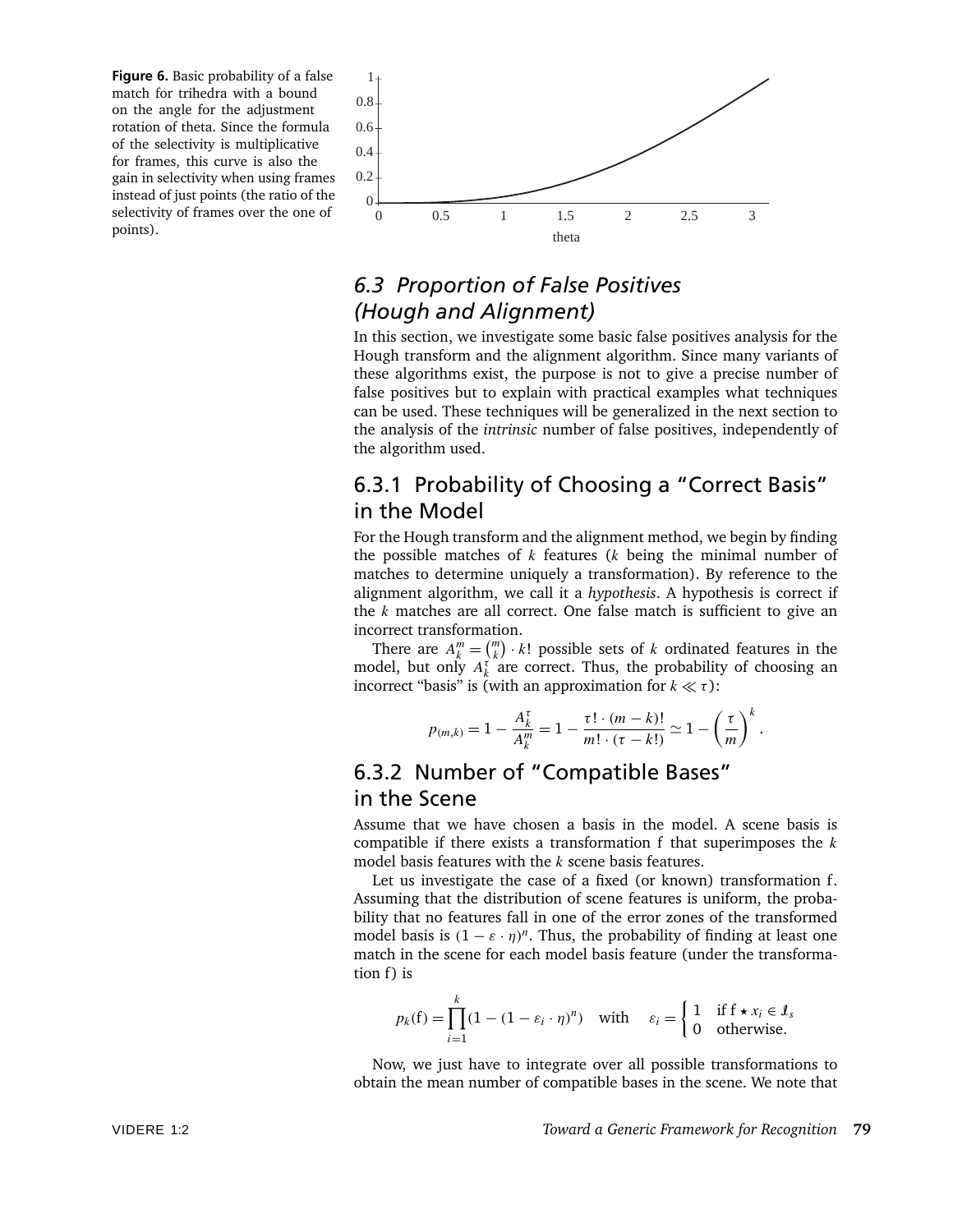**Figure 6.** Basic probability of a false match for trihedra with a bound on the angle for the adjustment rotation of theta. Since the formula of the selectivity is multiplicative for frames, this curve is also the gain in selectivity when using frames instead of just points (the ratio of the selectivity of frames over the one of points).

## 6.3 Proportion of False Positives (Hough and Alignment)

In this section, we investigate some basic false positives analysis for the Hough transform and the alignment algorithm. Since many variants of these algorithms exist, the purpose is not to give a precise number of false positives but to explain with practical examples what techniques can be used. These techniques will be generalized in the next section to the analysis of the *intrinsic* number of false positives, independently of the algorithm used.

### 6.3.1 Probability of Choosing a "Correct Basis" in the Model

For the Hough transform and the alignment method, we begin by finding the possible matches of $k$ features ($k$ being the minimal number of matches to determine uniquely a transformation). By reference to the alignment algorithm, we call it a *hypothesis*. A hypothesis is correct if the $k$ matches are all correct. One false match is sufficient to give an incorrect transformation.

There are $A_k^m = \binom{m}{k} \cdot k!$ possible sets of $k$ ordinated features in the model, but only $A_k^\tau$ are correct. Thus, the probability of choosing an incorrect "basis" is (with an approximation for $k \ll \tau$):

$$p_{(m,k)} = 1 - \frac{A_k^\tau}{A_k^m} = 1 - \frac{\tau! \cdot (m-k)!}{m! \cdot (\tau - k!)} \simeq 1 - \left(\frac{\tau}{m}\right)^k .$$

### 6.3.2 Number of "Compatible Bases" in the Scene

Assume that we have chosen a basis in the model. A scene basis is compatible if there exists a transformation f that superimposes the $k$ model basis features with the $k$ scene basis features.

Let us investigate the case of a fixed (or known) transformation f. Assuming that the distribution of scene features is uniform, the probability that no features fall in one of the error zones of the transformed model basis is $(1 - \varepsilon \cdot \eta)^n$. Thus, the probability of finding at least one match in the scene for each model basis feature (under the transformation f) is

$$p_k(\mathrm{f}) = \prod_{i=1}^{k} (1 - (1 - \varepsilon_i \cdot \eta)^n) \quad \text{with} \quad \varepsilon_i = \begin{cases} 1 & \text{if } \mathrm{f} \star x_i \in \mathcal{I}_s \\ 0 & \text{otherwise.} \end{cases}$$

Now, we just have to integrate over all possible transformations to obtain the mean number of compatible bases in the scene. We note that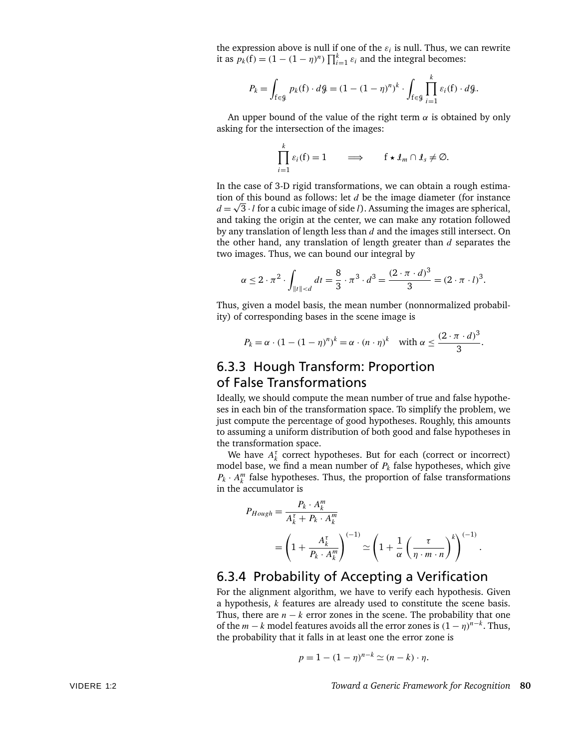the expression above is null if one of the $\varepsilon_i$ is null. Thus, we can rewrite it as $p_k(\mathrm{f}) = (1-(1-\eta)^n)\prod_{i=1}^{k}\varepsilon_i$ and the integral becomes:

$$P_k = \int_{\mathrm{f}\in\mathcal{G}} p_k(\mathrm{f})\cdot d\mathcal{G} = (1-(1-\eta)^n)^k \cdot \int_{\mathrm{f}\in\mathcal{G}} \prod_{i=1}^{k}\varepsilon_i(\mathrm{f})\cdot d\mathcal{G}.$$

An upper bound of the value of the right term $\alpha$ is obtained by only asking for the intersection of the images:

$$\prod_{i=1}^{k}\varepsilon_i(\mathrm{f}) = 1 \qquad \Longrightarrow \qquad \mathrm{f}\star\mathcal{I}_m \cap \mathcal{I}_s \neq \emptyset.$$

In the case of 3-D rigid transformations, we can obtain a rough estimation of this bound as follows: let $d$ be the image diameter (for instance $d=\sqrt{3}\cdot l$ for a cubic image of side $l$). Assuming the images are spherical, and taking the origin at the center, we can make any rotation followed by any translation of length less than $d$ and the images still intersect. On the other hand, any translation of length greater than $d$ separates the two images. Thus, we can bound our integral by

$$\alpha \leq 2\cdot\pi^2\cdot\int_{\|t\|<d} dt = \frac{8}{3}\cdot\pi^3\cdot d^3 = \frac{(2\cdot\pi\cdot d)^3}{3} = (2\cdot\pi\cdot l)^3.$$

Thus, given a model basis, the mean number (nonnormalized probability) of corresponding bases in the scene image is

$$P_k = \alpha\cdot(1-(1-\eta)^n)^k = \alpha\cdot(n\cdot\eta)^k \quad \text{with } \alpha \leq \frac{(2\cdot\pi\cdot d)^3}{3}.$$

### 6.3.3 Hough Transform: Proportion of False Transformations

Ideally, we should compute the mean number of true and false hypotheses in each bin of the transformation space. To simplify the problem, we just compute the percentage of good hypotheses. Roughly, this amounts to assuming a uniform distribution of both good and false hypotheses in the transformation space.

We have $A_k^\tau$ correct hypotheses. But for each (correct or incorrect) model base, we find a mean number of $P_k$ false hypotheses, which give $P_k\cdot A_k^m$ false hypotheses. Thus, the proportion of false transformations in the accumulator is

$$\begin{aligned} P_{Hough} &= \frac{P_k\cdot A_k^m}{A_k^\tau + P_k\cdot A_k^m} \\ &= \left(1+\frac{A_k^\tau}{P_k\cdot A_k^m}\right)^{(-1)} \simeq \left(1+\frac{1}{\alpha}\left(\frac{\tau}{\eta\cdot m\cdot n}\right)^k\right)^{(-1)}. \end{aligned}$$

### 6.3.4 Probability of Accepting a Verification

For the alignment algorithm, we have to verify each hypothesis. Given a hypothesis, $k$ features are already used to constitute the scene basis. Thus, there are $n-k$ error zones in the scene. The probability that one of the $m-k$ model features avoids all the error zones is $(1-\eta)^{n-k}$. Thus, the probability that it falls in at least one the error zone is

$$p = 1-(1-\eta)^{n-k} \simeq (n-k)\cdot\eta.$$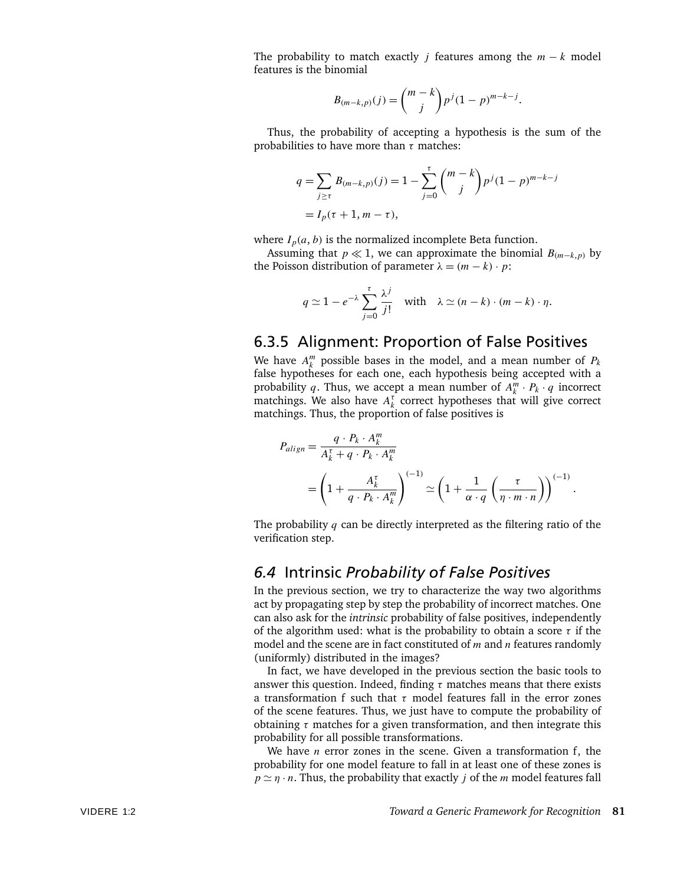The probability to match exactly $j$ features among the $m - k$ model features is the binomial

$$B_{(m-k,p)}(j) = \binom{m-k}{j} p^j (1-p)^{m-k-j}.$$

Thus, the probability of accepting a hypothesis is the sum of the probabilities to have more than $\tau$ matches:

$$\begin{aligned} q &= \sum_{j \geq \tau} B_{(m-k,p)}(j) = 1 - \sum_{j=0}^{\tau} \binom{m-k}{j} p^j (1-p)^{m-k-j} \\ &= I_p(\tau + 1, m - \tau), \end{aligned}$$

where $I_p(a, b)$ is the normalized incomplete Beta function.

Assuming that $p \ll 1$, we can approximate the binomial $B_{(m-k,p)}$ by the Poisson distribution of parameter $\lambda = (m - k) \cdot p$:

$$q \simeq 1 - e^{-\lambda} \sum_{j=0}^{\tau} \frac{\lambda^j}{j!} \quad \text{with} \quad \lambda \simeq (n-k) \cdot (m-k) \cdot \eta.$$

### 6.3.5 Alignment: Proportion of False Positives

We have $A_k^m$ possible bases in the model, and a mean number of $P_k$ false hypotheses for each one, each hypothesis being accepted with a probability $q$. Thus, we accept a mean number of $A_k^m \cdot P_k \cdot q$ incorrect matchings. We also have $A_k^\tau$ correct hypotheses that will give correct matchings. Thus, the proportion of false positives is

$$\begin{aligned} P_{align} &= \frac{q \cdot P_k \cdot A_k^m}{A_k^\tau + q \cdot P_k \cdot A_k^m} \\ &= \left(1 + \frac{A_k^\tau}{q \cdot P_k \cdot A_k^m}\right)^{(-1)} \simeq \left(1 + \frac{1}{\alpha \cdot q}\left(\frac{\tau}{\eta \cdot m \cdot n}\right)\right)^{(-1)}. \end{aligned}$$

The probability $q$ can be directly interpreted as the filtering ratio of the verification step.

## *6.4* Intrinsic *Probability of False Positives*

In the previous section, we try to characterize the way two algorithms act by propagating step by step the probability of incorrect matches. One can also ask for the *intrinsic* probability of false positives, independently of the algorithm used: what is the probability to obtain a score $\tau$ if the model and the scene are in fact constituted of *m* and *n* features randomly (uniformly) distributed in the images?

In fact, we have developed in the previous section the basic tools to answer this question. Indeed, finding $\tau$ matches means that there exists a transformation f such that $\tau$ model features fall in the error zones of the scene features. Thus, we just have to compute the probability of obtaining $\tau$ matches for a given transformation, and then integrate this probability for all possible transformations.

We have $n$ error zones in the scene. Given a transformation f, the probability for one model feature to fall in at least one of these zones is $p \simeq \eta \cdot n$. Thus, the probability that exactly $j$ of the *m* model features fall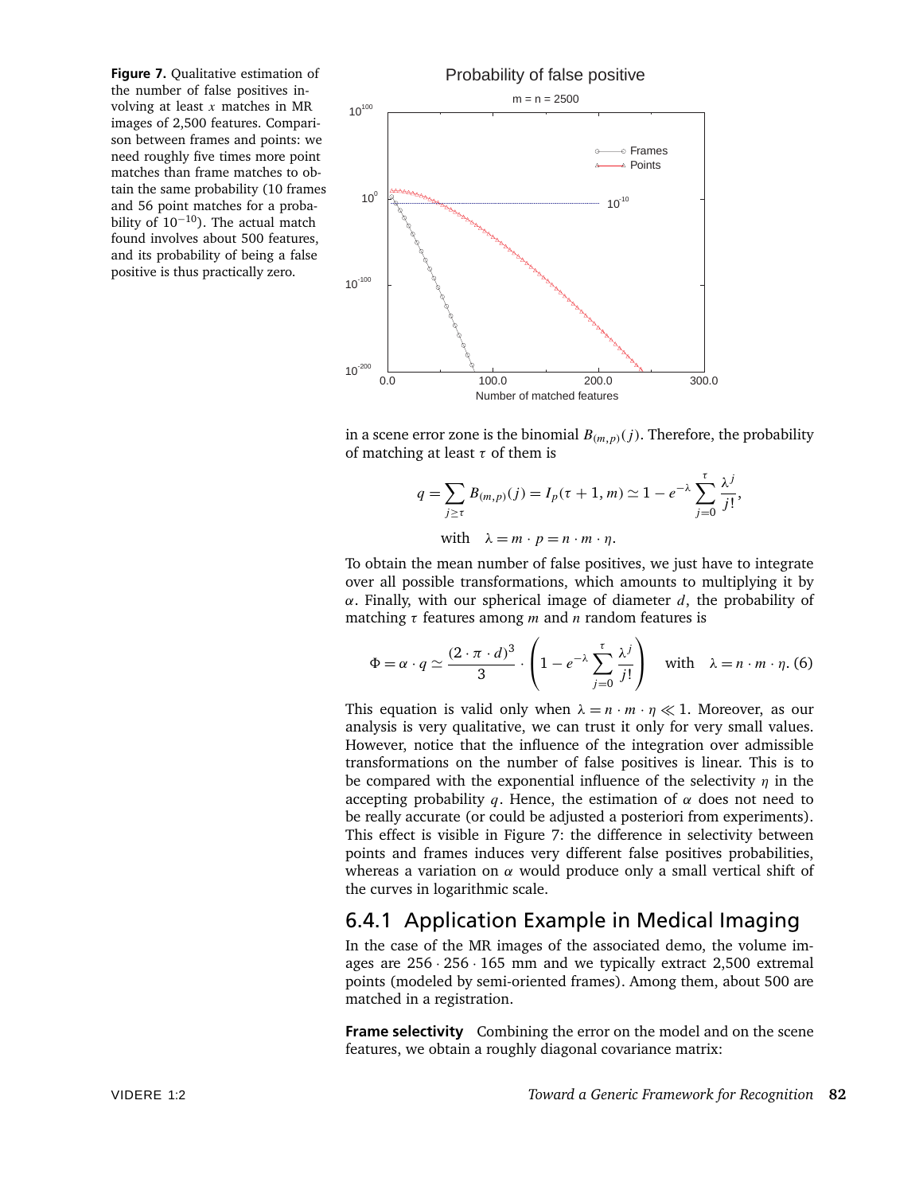**Figure 7.** Qualitative estimation of the number of false positives involving at least $x$ matches in MR images of 2,500 features. Comparison between frames and points: we need roughly five times more point matches than frame matches to obtain the same probability (10 frames and 56 point matches for a probability of $10^{-10}$). The actual match found involves about 500 features, and its probability of being a false positive is thus practically zero.

in a scene error zone is the binomial $B_{(m,p)}(j)$. Therefore, the probability of matching at least $\tau$ of them is

$$q = \sum_{j \geq \tau} B_{(m,p)}(j) = I_p(\tau + 1, m) \simeq 1 - e^{-\lambda} \sum_{j=0}^{\tau} \frac{\lambda^j}{j!},$$

$$\text{with} \quad \lambda = m \cdot p = n \cdot m \cdot \eta.$$

To obtain the mean number of false positives, we just have to integrate over all possible transformations, which amounts to multiplying it by $\alpha$. Finally, with our spherical image of diameter $d$, the probability of matching $\tau$ features among $m$ and $n$ random features is

$$\Phi = \alpha \cdot q \simeq \frac{(2 \cdot \pi \cdot d)^3}{3} \cdot \left(1 - e^{-\lambda} \sum_{j=0}^{\tau} \frac{\lambda^j}{j!}\right) \quad \text{with} \quad \lambda = n \cdot m \cdot \eta. \tag{6}$$

This equation is valid only when $\lambda = n \cdot m \cdot \eta \ll 1$. Moreover, as our analysis is very qualitative, we can trust it only for very small values. However, notice that the influence of the integration over admissible transformations on the number of false positives is linear. This is to be compared with the exponential influence of the selectivity $\eta$ in the accepting probability $q$. Hence, the estimation of $\alpha$ does not need to be really accurate (or could be adjusted a posteriori from experiments). This effect is visible in Figure 7: the difference in selectivity between points and frames induces very different false positives probabilities, whereas a variation on $\alpha$ would produce only a small vertical shift of the curves in logarithmic scale.

### 6.4.1 Application Example in Medical Imaging

In the case of the MR images of the associated demo, the volume images are $256 \cdot 256 \cdot 165$ mm and we typically extract 2,500 extremal points (modeled by semi-oriented frames). Among them, about 500 are matched in a registration.

**Frame selectivity** Combining the error on the model and on the scene features, we obtain a roughly diagonal covariance matrix: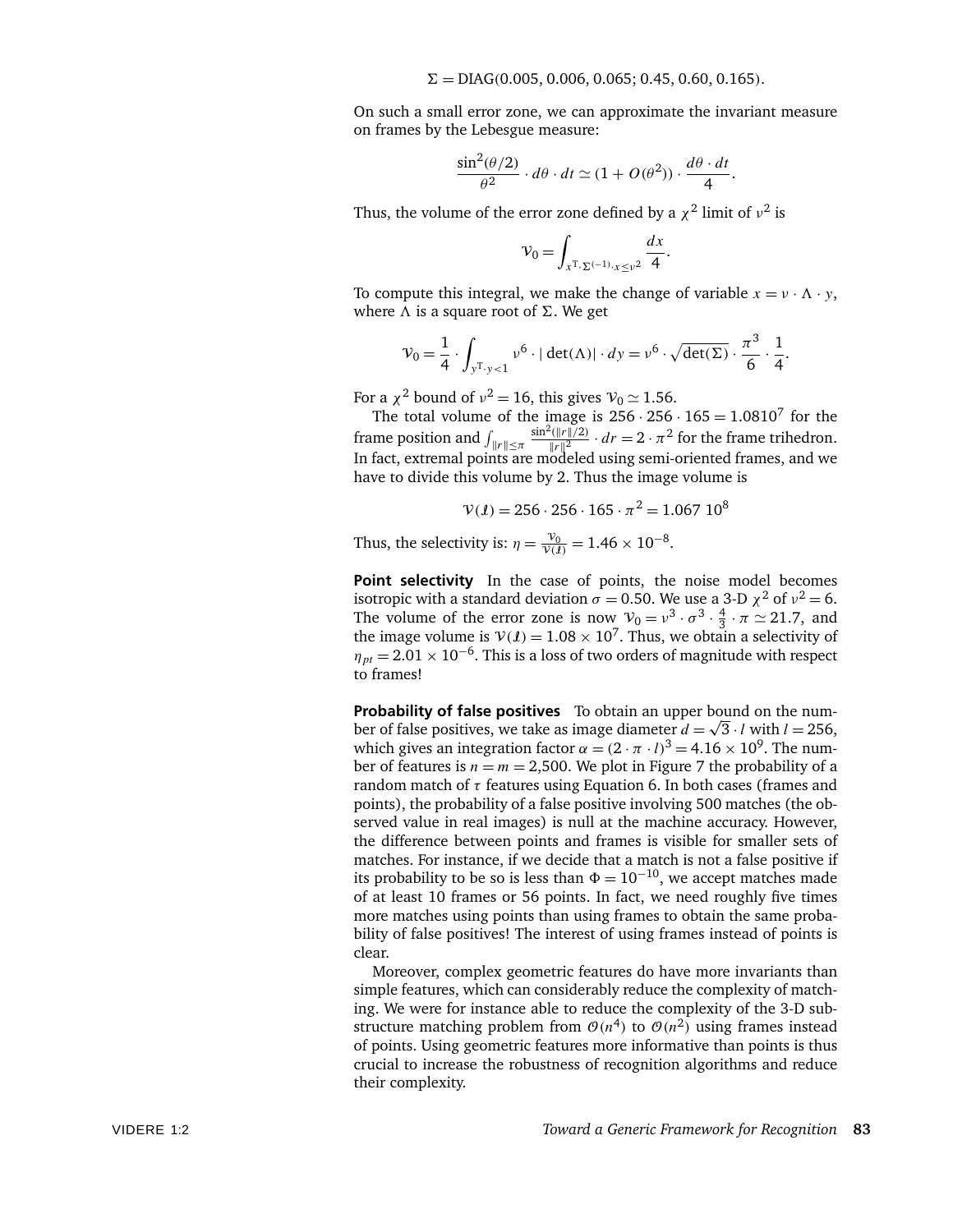$$\Sigma = \text{DIAG}(0.005, 0.006, 0.065; 0.45, 0.60, 0.165).$$

On such a small error zone, we can approximate the invariant measure on frames by the Lebesgue measure:

$$\frac{\sin^2(\theta/2)}{\theta^2} \cdot d\theta \cdot dt \simeq (1 + O(\theta^2)) \cdot \frac{d\theta \cdot dt}{4}.$$

Thus, the volume of the error zone defined by a $\chi^2$ limit of $\nu^2$ is

$$\mathcal{V}_0 = \int_{x^{\mathrm{T}} \cdot \Sigma^{(-1)} \cdot x \leq \nu^2} \frac{dx}{4}.$$

To compute this integral, we make the change of variable $x = \nu \cdot \Lambda \cdot y$, where $\Lambda$ is a square root of $\Sigma$. We get

$$\mathcal{V}_0 = \frac{1}{4} \cdot \int_{y^{\mathrm{T}} \cdot y < 1} \nu^6 \cdot |\det(\Lambda)| \cdot dy = \nu^6 \cdot \sqrt{\det(\Sigma)} \cdot \frac{\pi^3}{6} \cdot \frac{1}{4}.$$

For a $\chi^2$ bound of $\nu^2 = 16$, this gives $\mathcal{V}_0 \simeq 1.56$.

The total volume of the image is $256 \cdot 256 \cdot 165 = 1.0810^7$ for the frame position and $\int_{\|r\| \leq \pi} \frac{\sin^2(\|r\|/2)}{\|r\|^2} \cdot dr = 2 \cdot \pi^2$ for the frame trihedron. In fact, extremal points are modeled using semi-oriented frames, and we have to divide this volume by 2. Thus the image volume is

$$\mathcal{V}(\mathcal{I}) = 256 \cdot 256 \cdot 165 \cdot \pi^2 = 1.067\ 10^8$$

Thus, the selectivity is: $\eta = \frac{\mathcal{V}_0}{\mathcal{V}(\mathcal{I})} = 1.46 \times 10^{-8}$.

**Point selectivity** In the case of points, the noise model becomes isotropic with a standard deviation $\sigma = 0.50$. We use a 3-D $\chi^2$ of $\nu^2 = 6$. The volume of the error zone is now $\mathcal{V}_0 = \nu^3 \cdot \sigma^3 \cdot \frac{4}{3} \cdot \pi \simeq 21.7$, and the image volume is $\mathcal{V}(\mathcal{I}) = 1.08 \times 10^7$. Thus, we obtain a selectivity of $\eta_{pt} = 2.01 \times 10^{-6}$. This is a loss of two orders of magnitude with respect to frames!

**Probability of false positives** To obtain an upper bound on the number of false positives, we take as image diameter $d = \sqrt{3} \cdot l$ with $l = 256$, which gives an integration factor $\alpha = (2 \cdot \pi \cdot l)^3 = 4.16 \times 10^9$. The number of features is $n = m = 2{,}500$. We plot in Figure 7 the probability of a random match of $\tau$ features using Equation 6. In both cases (frames and points), the probability of a false positive involving 500 matches (the observed value in real images) is null at the machine accuracy. However, the difference between points and frames is visible for smaller sets of matches. For instance, if we decide that a match is not a false positive if its probability to be so is less than $\Phi = 10^{-10}$, we accept matches made of at least 10 frames or 56 points. In fact, we need roughly five times more matches using points than using frames to obtain the same probability of false positives! The interest of using frames instead of points is clear.

Moreover, complex geometric features do have more invariants than simple features, which can considerably reduce the complexity of matching. We were for instance able to reduce the complexity of the 3-D substructure matching problem from $\mathcal{O}(n^4)$ to $\mathcal{O}(n^2)$ using frames instead of points. Using geometric features more informative than points is thus crucial to increase the robustness of recognition algorithms and reduce their complexity.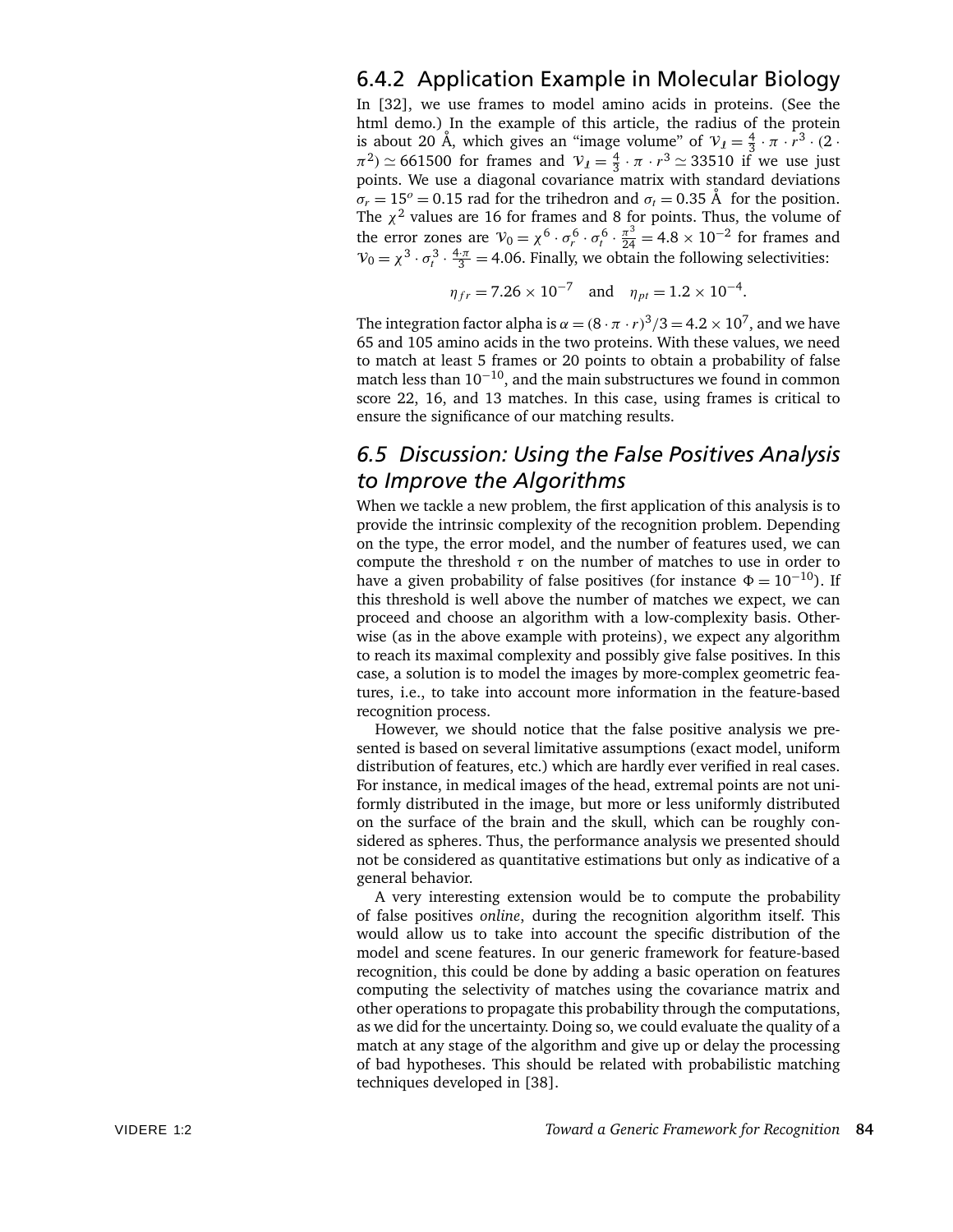### 6.4.2 Application Example in Molecular Biology

In [32], we use frames to model amino acids in proteins. (See the html demo.) In the example of this article, the radius of the protein is about 20 Å, which gives an "image volume" of $\mathcal{V}_{\mathcal{I}} = \frac{4}{3} \cdot \pi \cdot r^3 \cdot (2 \cdot \pi^2) \simeq 661500$ for frames and $\mathcal{V}_{\mathcal{I}} = \frac{4}{3} \cdot \pi \cdot r^3 \simeq 33510$ if we use just points. We use a diagonal covariance matrix with standard deviations $\sigma_r = 15^o = 0.15$ rad for the trihedron and $\sigma_t = 0.35$ Å for the position. The $\chi^2$ values are 16 for frames and 8 for points. Thus, the volume of the error zones are $\mathcal{V}_0 = \chi^6 \cdot \sigma_r^6 \cdot \sigma_t^6 \cdot \frac{\pi^3}{24} = 4.8 \times 10^{-2}$ for frames and $\mathcal{V}_0 = \chi^3 \cdot \sigma_t^3 \cdot \frac{4 \cdot \pi}{3} = 4.06$. Finally, we obtain the following selectivities:

$$\eta_{fr} = 7.26 \times 10^{-7} \quad \text{and} \quad \eta_{pt} = 1.2 \times 10^{-4}.$$

The integration factor alpha is $\alpha = (8 \cdot \pi \cdot r)^3/3 = 4.2 \times 10^7$, and we have 65 and 105 amino acids in the two proteins. With these values, we need to match at least 5 frames or 20 points to obtain a probability of false match less than $10^{-10}$, and the main substructures we found in common score 22, 16, and 13 matches. In this case, using frames is critical to ensure the significance of our matching results.

## *6.5 Discussion: Using the False Positives Analysis to Improve the Algorithms*

When we tackle a new problem, the first application of this analysis is to provide the intrinsic complexity of the recognition problem. Depending on the type, the error model, and the number of features used, we can compute the threshold $\tau$ on the number of matches to use in order to have a given probability of false positives (for instance $\Phi = 10^{-10}$). If this threshold is well above the number of matches we expect, we can proceed and choose an algorithm with a low-complexity basis. Otherwise (as in the above example with proteins), we expect any algorithm to reach its maximal complexity and possibly give false positives. In this case, a solution is to model the images by more-complex geometric features, i.e., to take into account more information in the feature-based recognition process.

However, we should notice that the false positive analysis we presented is based on several limitative assumptions (exact model, uniform distribution of features, etc.) which are hardly ever verified in real cases. For instance, in medical images of the head, extremal points are not uniformly distributed in the image, but more or less uniformly distributed on the surface of the brain and the skull, which can be roughly considered as spheres. Thus, the performance analysis we presented should not be considered as quantitative estimations but only as indicative of a general behavior.

A very interesting extension would be to compute the probability of false positives *online,* during the recognition algorithm itself. This would allow us to take into account the specific distribution of the model and scene features. In our generic framework for feature-based recognition, this could be done by adding a basic operation on features computing the selectivity of matches using the covariance matrix and other operations to propagate this probability through the computations, as we did for the uncertainty. Doing so, we could evaluate the quality of a match at any stage of the algorithm and give up or delay the processing of bad hypotheses. This should be related with probabilistic matching techniques developed in [38].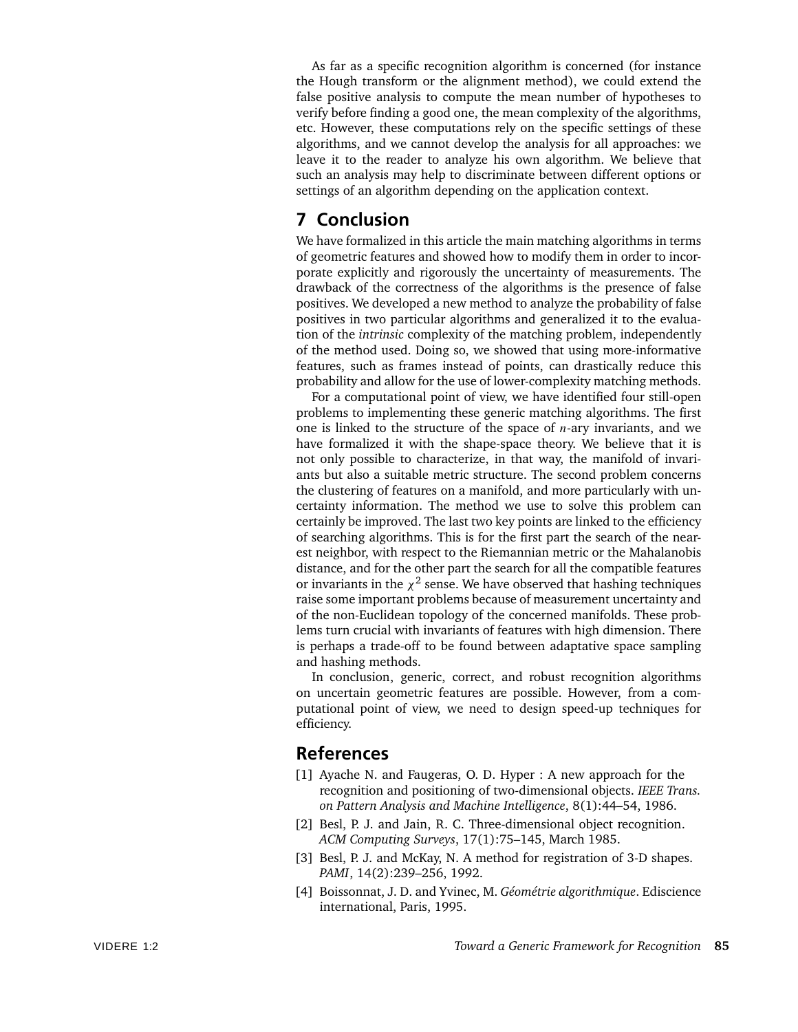As far as a specific recognition algorithm is concerned (for instance the Hough transform or the alignment method), we could extend the false positive analysis to compute the mean number of hypotheses to verify before finding a good one, the mean complexity of the algorithms, etc. However, these computations rely on the specific settings of these algorithms, and we cannot develop the analysis for all approaches: we leave it to the reader to analyze his own algorithm. We believe that such an analysis may help to discriminate between different options or settings of an algorithm depending on the application context.

## 7 Conclusion

We have formalized in this article the main matching algorithms in terms of geometric features and showed how to modify them in order to incorporate explicitly and rigorously the uncertainty of measurements. The drawback of the correctness of the algorithms is the presence of false positives. We developed a new method to analyze the probability of false positives in two particular algorithms and generalized it to the evaluation of the *intrinsic* complexity of the matching problem, independently of the method used. Doing so, we showed that using more-informative features, such as frames instead of points, can drastically reduce this probability and allow for the use of lower-complexity matching methods.

For a computational point of view, we have identified four still-open problems to implementing these generic matching algorithms. The first one is linked to the structure of the space of $n$-ary invariants, and we have formalized it with the shape-space theory. We believe that it is not only possible to characterize, in that way, the manifold of invariants but also a suitable metric structure. The second problem concerns the clustering of features on a manifold, and more particularly with uncertainty information. The method we use to solve this problem can certainly be improved. The last two key points are linked to the efficiency of searching algorithms. This is for the first part the search of the nearest neighbor, with respect to the Riemannian metric or the Mahalanobis distance, and for the other part the search for all the compatible features or invariants in the $\chi^2$ sense. We have observed that hashing techniques raise some important problems because of measurement uncertainty and of the non-Euclidean topology of the concerned manifolds. These problems turn crucial with invariants of features with high dimension. There is perhaps a trade-off to be found between adaptative space sampling and hashing methods.

In conclusion, generic, correct, and robust recognition algorithms on uncertain geometric features are possible. However, from a computational point of view, we need to design speed-up techniques for efficiency.

## References

[1] Ayache N. and Faugeras, O. D. Hyper : A new approach for the recognition and positioning of two-dimensional objects. *IEEE Trans. on Pattern Analysis and Machine Intelligence*, 8(1):44–54, 1986.

[2] Besl, P. J. and Jain, R. C. Three-dimensional object recognition. *ACM Computing Surveys*, 17(1):75–145, March 1985.

[3] Besl, P. J. and McKay, N. A method for registration of 3-D shapes. *PAMI*, 14(2):239–256, 1992.

[4] Boissonnat, J. D. and Yvinec, M. *Géométrie algorithmique*. Ediscience international, Paris, 1995.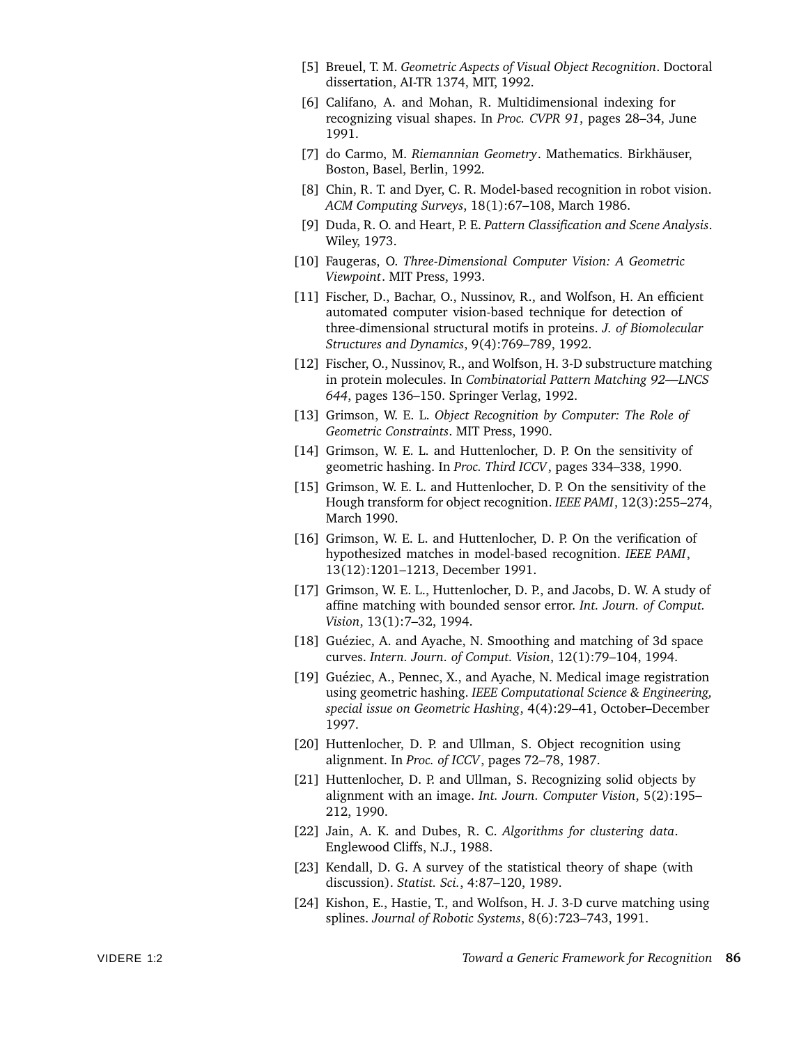[5] Breuel, T. M. *Geometric Aspects of Visual Object Recognition*. Doctoral dissertation, AI-TR 1374, MIT, 1992.

[6] Califano, A. and Mohan, R. Multidimensional indexing for recognizing visual shapes. In *Proc. CVPR 91*, pages 28–34, June 1991.

[7] do Carmo, M. *Riemannian Geometry*. Mathematics. Birkhäuser, Boston, Basel, Berlin, 1992.

[8] Chin, R. T. and Dyer, C. R. Model-based recognition in robot vision. *ACM Computing Surveys*, 18(1):67–108, March 1986.

[9] Duda, R. O. and Heart, P. E. *Pattern Classification and Scene Analysis*. Wiley, 1973.

[10] Faugeras, O. *Three-Dimensional Computer Vision: A Geometric Viewpoint*. MIT Press, 1993.

[11] Fischer, D., Bachar, O., Nussinov, R., and Wolfson, H. An efficient automated computer vision-based technique for detection of three-dimensional structural motifs in proteins. *J. of Biomolecular Structures and Dynamics*, 9(4):769–789, 1992.

[12] Fischer, O., Nussinov, R., and Wolfson, H. 3-D substructure matching in protein molecules. In *Combinatorial Pattern Matching 92—LNCS 644*, pages 136–150. Springer Verlag, 1992.

[13] Grimson, W. E. L. *Object Recognition by Computer: The Role of Geometric Constraints*. MIT Press, 1990.

[14] Grimson, W. E. L. and Huttenlocher, D. P. On the sensitivity of geometric hashing. In *Proc. Third ICCV*, pages 334–338, 1990.

[15] Grimson, W. E. L. and Huttenlocher, D. P. On the sensitivity of the Hough transform for object recognition. *IEEE PAMI*, 12(3):255–274, March 1990.

[16] Grimson, W. E. L. and Huttenlocher, D. P. On the verification of hypothesized matches in model-based recognition. *IEEE PAMI*, 13(12):1201–1213, December 1991.

[17] Grimson, W. E. L., Huttenlocher, D. P., and Jacobs, D. W. A study of affine matching with bounded sensor error. *Int. Journ. of Comput. Vision*, 13(1):7–32, 1994.

[18] Guéziec, A. and Ayache, N. Smoothing and matching of 3d space curves. *Intern. Journ. of Comput. Vision*, 12(1):79–104, 1994.

[19] Guéziec, A., Pennec, X., and Ayache, N. Medical image registration using geometric hashing. *IEEE Computational Science & Engineering, special issue on Geometric Hashing*, 4(4):29–41, October–December 1997.

[20] Huttenlocher, D. P. and Ullman, S. Object recognition using alignment. In *Proc. of ICCV*, pages 72–78, 1987.

[21] Huttenlocher, D. P. and Ullman, S. Recognizing solid objects by alignment with an image. *Int. Journ. Computer Vision*, 5(2):195–212, 1990.

[22] Jain, A. K. and Dubes, R. C. *Algorithms for clustering data*. Englewood Cliffs, N.J., 1988.

[23] Kendall, D. G. A survey of the statistical theory of shape (with discussion). *Statist. Sci.*, 4:87–120, 1989.

[24] Kishon, E., Hastie, T., and Wolfson, H. J. 3-D curve matching using splines. *Journal of Robotic Systems*, 8(6):723–743, 1991.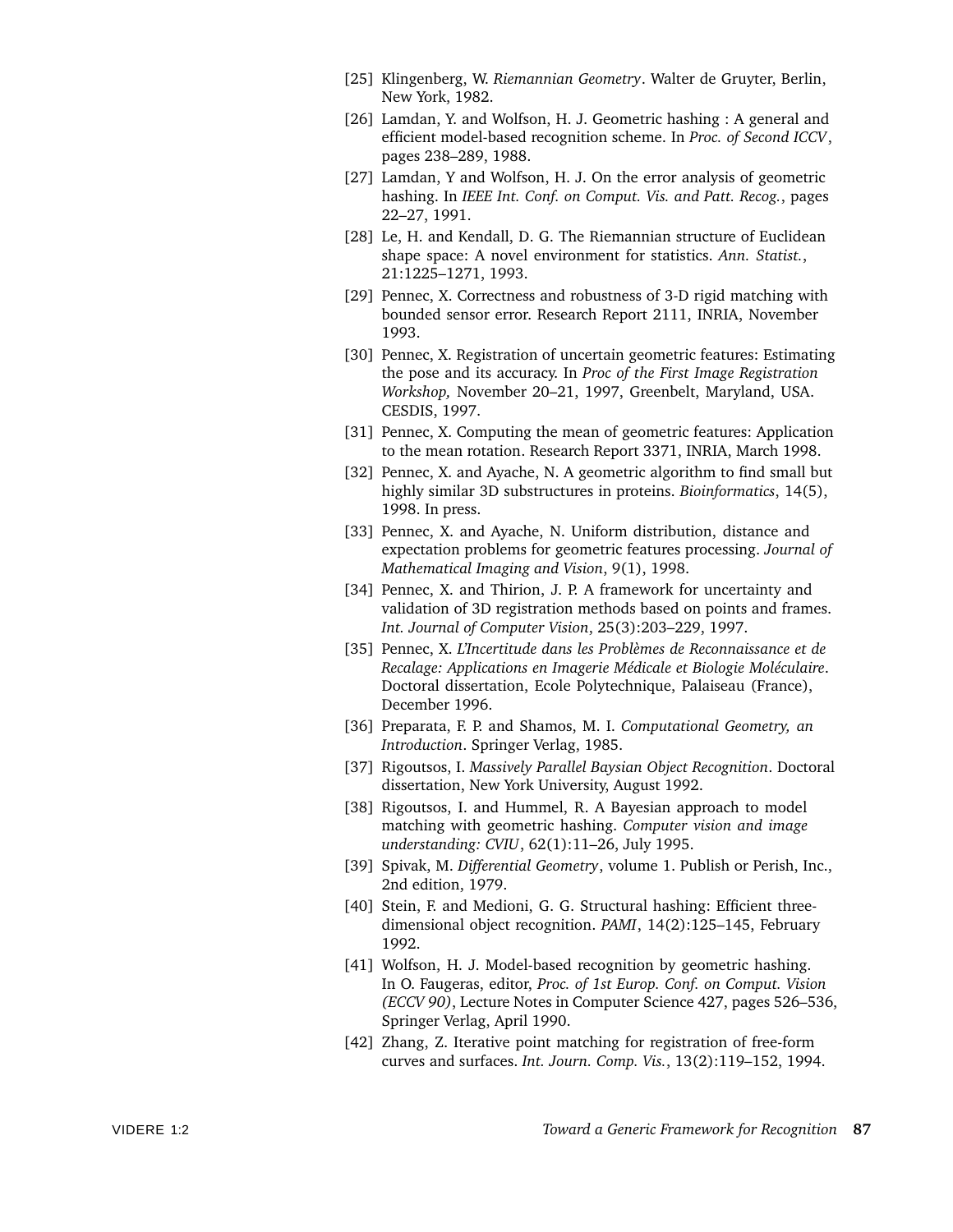[25] Klingenberg, W. *Riemannian Geometry*. Walter de Gruyter, Berlin, New York, 1982.

[26] Lamdan, Y. and Wolfson, H. J. Geometric hashing : A general and efficient model-based recognition scheme. In *Proc. of Second ICCV*, pages 238–289, 1988.

[27] Lamdan, Y and Wolfson, H. J. On the error analysis of geometric hashing. In *IEEE Int. Conf. on Comput. Vis. and Patt. Recog.*, pages 22–27, 1991.

[28] Le, H. and Kendall, D. G. The Riemannian structure of Euclidean shape space: A novel environment for statistics. *Ann. Statist.*, 21:1225–1271, 1993.

[29] Pennec, X. Correctness and robustness of 3-D rigid matching with bounded sensor error. Research Report 2111, INRIA, November 1993.

[30] Pennec, X. Registration of uncertain geometric features: Estimating the pose and its accuracy. In *Proc of the First Image Registration Workshop,* November 20–21, 1997, Greenbelt, Maryland, USA. CESDIS, 1997.

[31] Pennec, X. Computing the mean of geometric features: Application to the mean rotation. Research Report 3371, INRIA, March 1998.

[32] Pennec, X. and Ayache, N. A geometric algorithm to find small but highly similar 3D substructures in proteins. *Bioinformatics*, 14(5), 1998. In press.

[33] Pennec, X. and Ayache, N. Uniform distribution, distance and expectation problems for geometric features processing. *Journal of Mathematical Imaging and Vision*, 9(1), 1998.

[34] Pennec, X. and Thirion, J. P. A framework for uncertainty and validation of 3D registration methods based on points and frames. *Int. Journal of Computer Vision*, 25(3):203–229, 1997.

[35] Pennec, X. *L'Incertitude dans les Problèmes de Reconnaissance et de Recalage: Applications en Imagerie Médicale et Biologie Moléculaire*. Doctoral dissertation, Ecole Polytechnique, Palaiseau (France), December 1996.

[36] Preparata, F. P. and Shamos, M. I. *Computational Geometry, an Introduction*. Springer Verlag, 1985.

[37] Rigoutsos, I. *Massively Parallel Baysian Object Recognition*. Doctoral dissertation, New York University, August 1992.

[38] Rigoutsos, I. and Hummel, R. A Bayesian approach to model matching with geometric hashing. *Computer vision and image understanding: CVIU*, 62(1):11–26, July 1995.

[39] Spivak, M. *Differential Geometry*, volume 1. Publish or Perish, Inc., 2nd edition, 1979.

[40] Stein, F. and Medioni, G. G. Structural hashing: Efficient three-dimensional object recognition. *PAMI*, 14(2):125–145, February 1992.

[41] Wolfson, H. J. Model-based recognition by geometric hashing. In O. Faugeras, editor, *Proc. of 1st Europ. Conf. on Comput. Vision (ECCV 90)*, Lecture Notes in Computer Science 427, pages 526–536, Springer Verlag, April 1990.

[42] Zhang, Z. Iterative point matching for registration of free-form curves and surfaces. *Int. Journ. Comp. Vis.*, 13(2):119–152, 1994.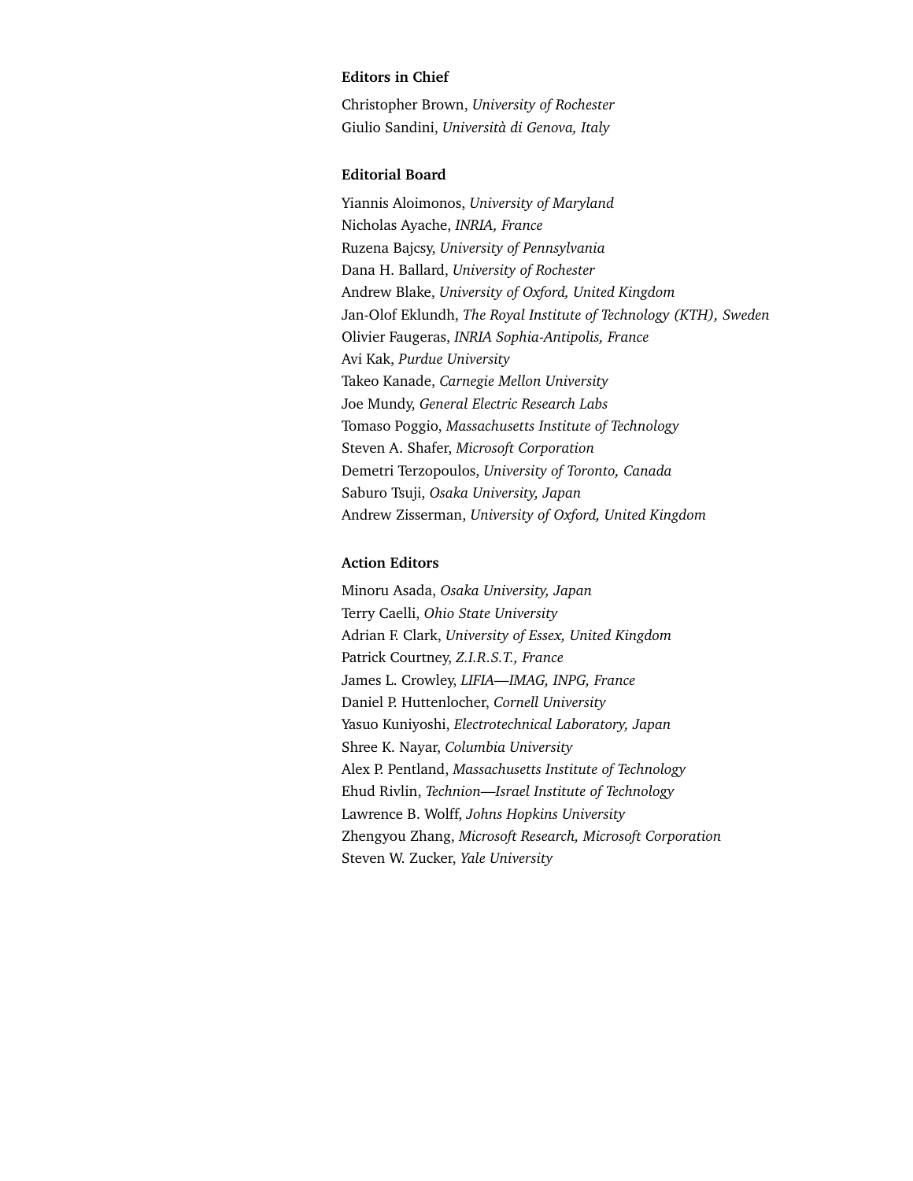**Editors in Chief**

Christopher Brown, *University of Rochester*
Giulio Sandini, *Università di Genova, Italy*

**Editorial Board**

Yiannis Aloimonos, *University of Maryland*
Nicholas Ayache, *INRIA, France*
Ruzena Bajcsy, *University of Pennsylvania*
Dana H. Ballard, *University of Rochester*
Andrew Blake, *University of Oxford, United Kingdom*
Jan-Olof Eklundh, *The Royal Institute of Technology (KTH), Sweden*
Olivier Faugeras, *INRIA Sophia-Antipolis, France*
Avi Kak, *Purdue University*
Takeo Kanade, *Carnegie Mellon University*
Joe Mundy, *General Electric Research Labs*
Tomaso Poggio, *Massachusetts Institute of Technology*
Steven A. Shafer, *Microsoft Corporation*
Demetri Terzopoulos, *University of Toronto, Canada*
Saburo Tsuji, *Osaka University, Japan*
Andrew Zisserman, *University of Oxford, United Kingdom*

**Action Editors**

Minoru Asada, *Osaka University, Japan*
Terry Caelli, *Ohio State University*
Adrian F. Clark, *University of Essex, United Kingdom*
Patrick Courtney, *Z.I.R.S.T., France*
James L. Crowley, *LIFIA—IMAG, INPG, France*
Daniel P. Huttenlocher, *Cornell University*
Yasuo Kuniyoshi, *Electrotechnical Laboratory, Japan*
Shree K. Nayar, *Columbia University*
Alex P. Pentland, *Massachusetts Institute of Technology*
Ehud Rivlin, *Technion—Israel Institute of Technology*
Lawrence B. Wolff, *Johns Hopkins University*
Zhengyou Zhang, *Microsoft Research, Microsoft Corporation*
Steven W. Zucker, *Yale University*